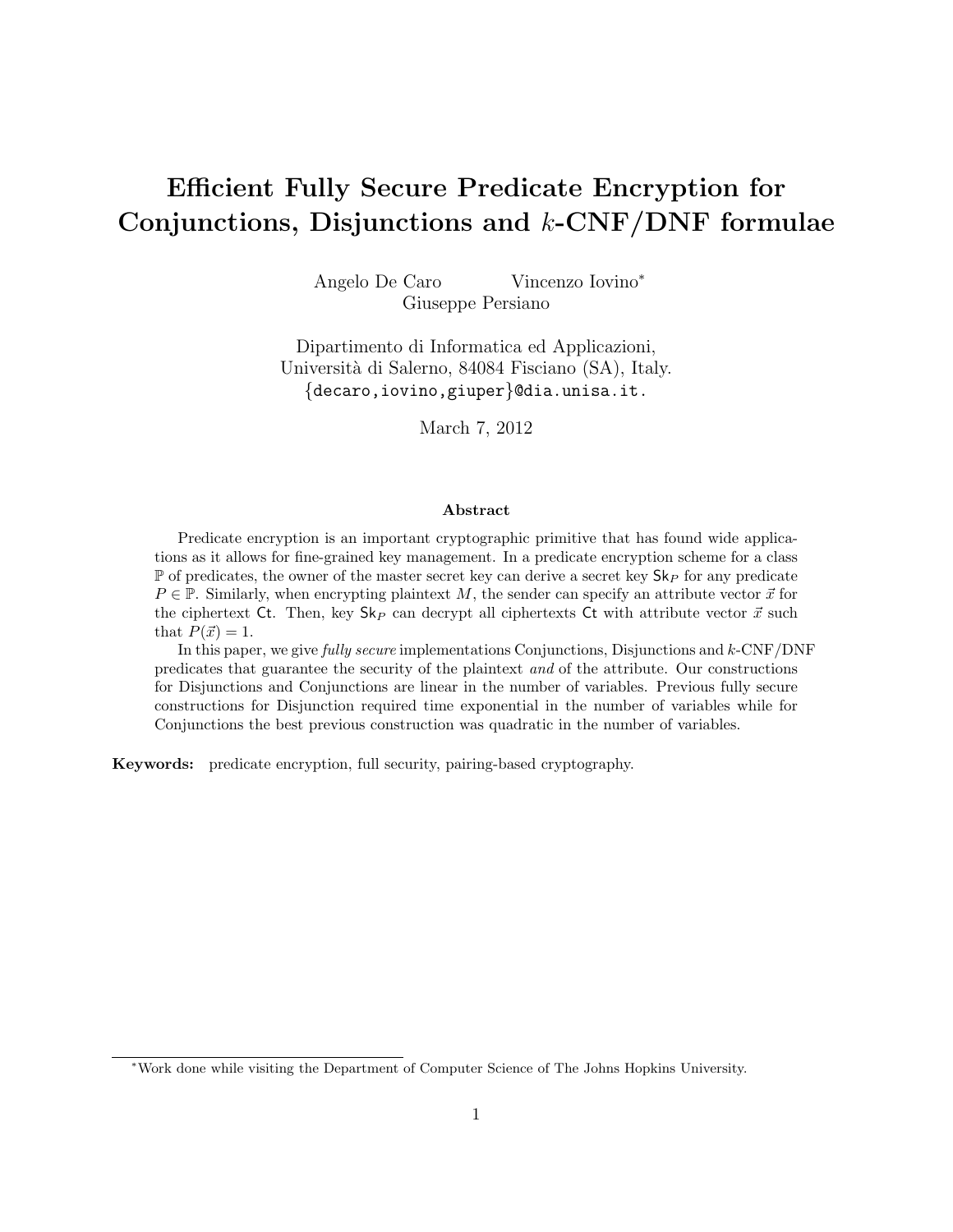# Efficient Fully Secure Predicate Encryption for Conjunctions, Disjunctions and $k$-CNF/DNF formulae

Angelo De Caro Vincenzo Iovino[*]
Giuseppe Persiano

Dipartimento di Informatica ed Applicazioni,
Università di Salerno, 84084 Fisciano (SA), Italy.
{decaro,iovino,giuper}@dia.unisa.it.

March 7, 2012

### Abstract

Predicate encryption is an important cryptographic primitive that has found wide applications as it allows for fine-grained key management. In a predicate encryption scheme for a class $\mathbb{P}$ of predicates, the owner of the master secret key can derive a secret key $\mathsf{Sk}_P$ for any predicate $P \in \mathbb{P}$. Similarly, when encrypting plaintext $M$, the sender can specify an attribute vector $\vec{x}$ for the ciphertext $\mathsf{Ct}$. Then, key $\mathsf{Sk}_P$ can decrypt all ciphertexts $\mathsf{Ct}$ with attribute vector $\vec{x}$ such that $P(\vec{x}) = 1$.

In this paper, we give *fully secure* implementations Conjunctions, Disjunctions and $k$-CNF/DNF predicates that guarantee the security of the plaintext *and* of the attribute. Our constructions for Disjunctions and Conjunctions are linear in the number of variables. Previous fully secure constructions for Disjunction required time exponential in the number of variables while for Conjunctions the best previous construction was quadratic in the number of variables.

**Keywords:** predicate encryption, full security, pairing-based cryptography.

---

[*] Work done while visiting the Department of Computer Science of The Johns Hopkins University.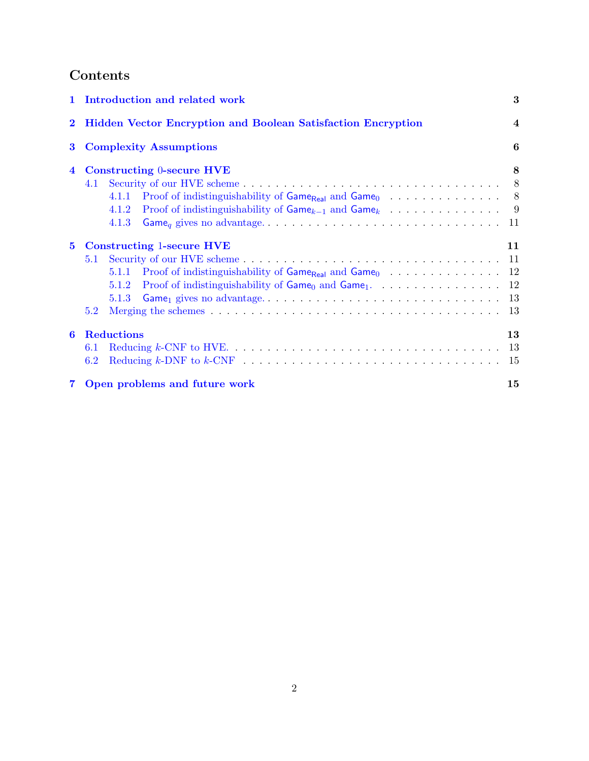# Contents

- **1 Introduction and related work** — 3
- **2 Hidden Vector Encryption and Boolean Satisfaction Encryption** — 4
- **3 Complexity Assumptions** — 6
- **4 Constructing 0-secure HVE** — 8
  - 4.1 Security of our HVE scheme — 8
    - 4.1.1 Proof of indistinguishability of $\mathsf{Game}_{\mathsf{Real}}$ and $\mathsf{Game}_0$ — 8
    - 4.1.2 Proof of indistinguishability of $\mathsf{Game}_{k-1}$ and $\mathsf{Game}_k$ — 9
    - 4.1.3 $\mathsf{Game}_q$ gives no advantage. — 11
- **5 Constructing 1-secure HVE** — 11
  - 5.1 Security of our HVE scheme — 11
    - 5.1.1 Proof of indistinguishability of $\mathsf{Game}_{\mathsf{Real}}$ and $\mathsf{Game}_0$ — 12
    - 5.1.2 Proof of indistinguishability of $\mathsf{Game}_0$ and $\mathsf{Game}_1$. — 12
    - 5.1.3 $\mathsf{Game}_1$ gives no advantage. — 13
  - 5.2 Merging the schemes — 13
- **6 Reductions** — 13
  - 6.1 Reducing $k$-CNF to HVE. — 13
  - 6.2 Reducing $k$-DNF to $k$-CNF — 15
- **7 Open problems and future work** — 15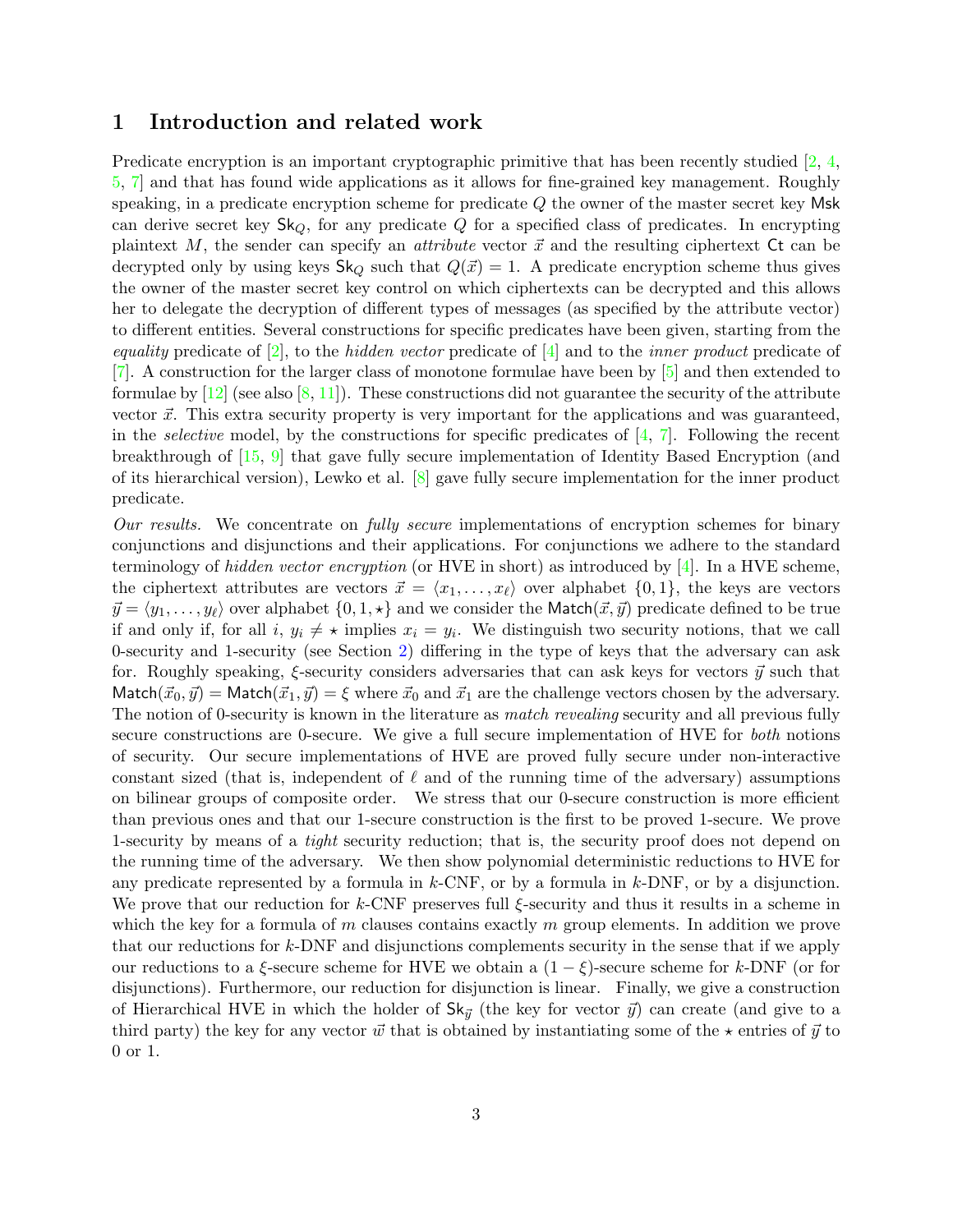# 1 Introduction and related work

Predicate encryption is an important cryptographic primitive that has been recently studied [2, 4, 5, 7] and that has found wide applications as it allows for fine-grained key management. Roughly speaking, in a predicate encryption scheme for predicate $Q$ the owner of the master secret key $\mathsf{Msk}$ can derive secret key $\mathsf{Sk}_Q$, for any predicate $Q$ for a specified class of predicates. In encrypting plaintext $M$, the sender can specify an *attribute* vector $\vec{x}$ and the resulting ciphertext $\mathsf{Ct}$ can be decrypted only by using keys $\mathsf{Sk}_Q$ such that $Q(\vec{x}) = 1$. A predicate encryption scheme thus gives the owner of the master secret key control on which ciphertexts can be decrypted and this allows her to delegate the decryption of different types of messages (as specified by the attribute vector) to different entities. Several constructions for specific predicates have been given, starting from the *equality* predicate of [2], to the *hidden vector* predicate of [4] and to the *inner product* predicate of [7]. A construction for the larger class of monotone formulae have been by [5] and then extended to formulae by [12] (see also [8, 11]). These constructions did not guarantee the security of the attribute vector $\vec{x}$. This extra security property is very important for the applications and was guaranteed, in the *selective* model, by the constructions for specific predicates of [4, 7]. Following the recent breakthrough of [15, 9] that gave fully secure implementation of Identity Based Encryption (and of its hierarchical version), Lewko et al. [8] gave fully secure implementation for the inner product predicate.

*Our results.* We concentrate on *fully secure* implementations of encryption schemes for binary conjunctions and disjunctions and their applications. For conjunctions we adhere to the standard terminology of *hidden vector encryption* (or HVE in short) as introduced by [4]. In a HVE scheme, the ciphertext attributes are vectors $\vec{x} = \langle x_1, \ldots, x_\ell \rangle$ over alphabet $\{0, 1\}$, the keys are vectors $\vec{y} = \langle y_1, \ldots, y_\ell \rangle$ over alphabet $\{0, 1, \star\}$ and we consider the $\mathsf{Match}(\vec{x}, \vec{y})$ predicate defined to be true if and only if, for all $i$, $y_i \neq \star$ implies $x_i = y_i$. We distinguish two security notions, that we call 0-security and 1-security (see Section 2) differing in the type of keys that the adversary can ask for. Roughly speaking, $\xi$-security considers adversaries that can ask keys for vectors $\vec{y}$ such that $\mathsf{Match}(\vec{x}_0, \vec{y}) = \mathsf{Match}(\vec{x}_1, \vec{y}) = \xi$ where $\vec{x}_0$ and $\vec{x}_1$ are the challenge vectors chosen by the adversary. The notion of 0-security is known in the literature as *match revealing* security and all previous fully secure constructions are 0-secure. We give a full secure implementation of HVE for *both* notions of security. Our secure implementations of HVE are proved fully secure under non-interactive constant sized (that is, independent of $\ell$ and of the running time of the adversary) assumptions on bilinear groups of composite order. We stress that our 0-secure construction is more efficient than previous ones and that our 1-secure construction is the first to be proved 1-secure. We prove 1-security by means of a *tight* security reduction; that is, the security proof does not depend on the running time of the adversary. We then show polynomial deterministic reductions to HVE for any predicate represented by a formula in $k$-CNF, or by a formula in $k$-DNF, or by a disjunction. We prove that our reduction for $k$-CNF preserves full $\xi$-security and thus it results in a scheme in which the key for a formula of $m$ clauses contains exactly $m$ group elements. In addition we prove that our reductions for $k$-DNF and disjunctions complements security in the sense that if we apply our reductions to a $\xi$-secure scheme for HVE we obtain a $(1 - \xi)$-secure scheme for $k$-DNF (or for disjunctions). Furthermore, our reduction for disjunction is linear. Finally, we give a construction of Hierarchical HVE in which the holder of $\mathsf{Sk}_{\vec{y}}$ (the key for vector $\vec{y}$) can create (and give to a third party) the key for any vector $\vec{w}$ that is obtained by instantiating some of the $\star$ entries of $\vec{y}$ to 0 or 1.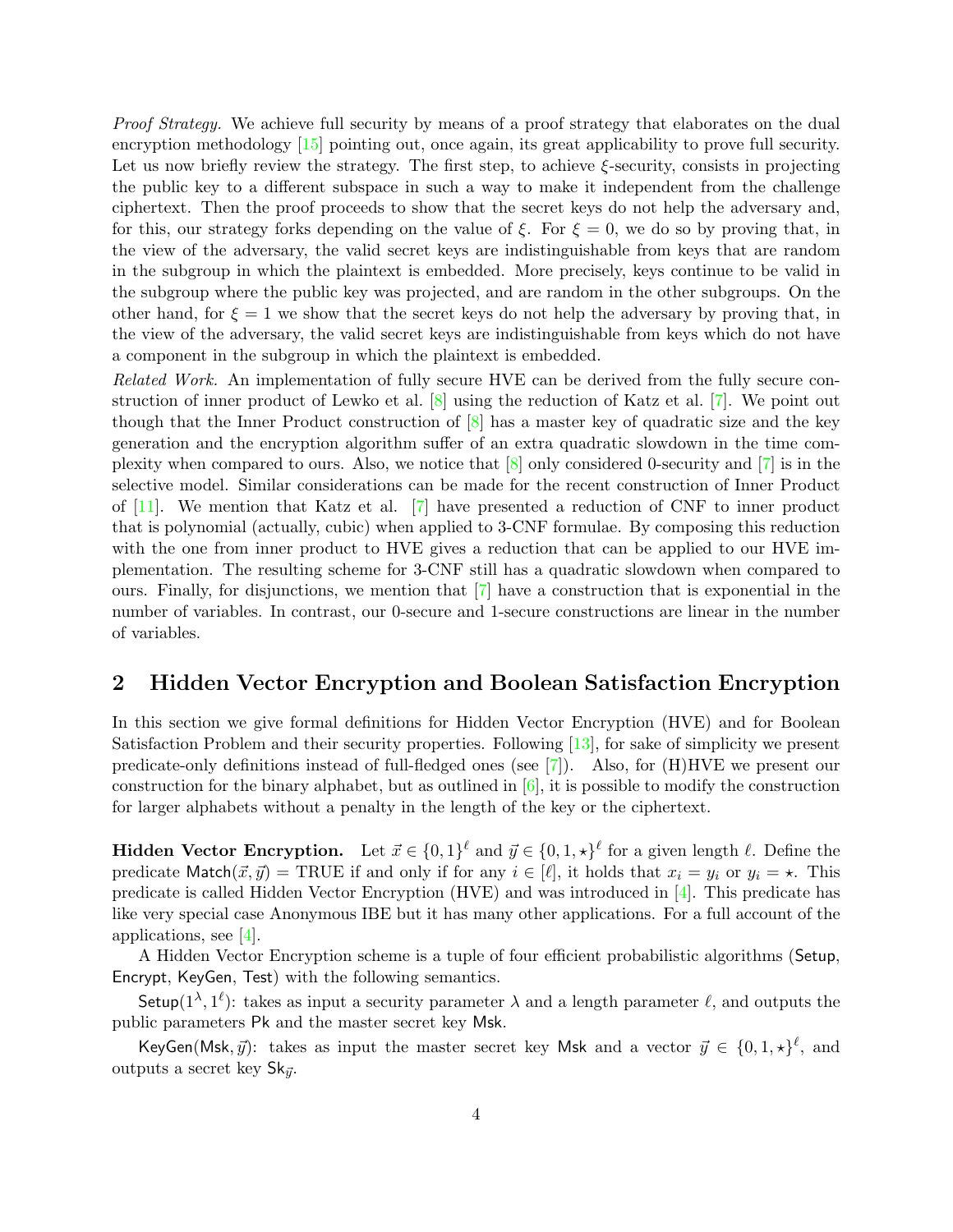*Proof Strategy.* We achieve full security by means of a proof strategy that elaborates on the dual encryption methodology [15] pointing out, once again, its great applicability to prove full security. Let us now briefly review the strategy. The first step, to achieve $\xi$-security, consists in projecting the public key to a different subspace in such a way to make it independent from the challenge ciphertext. Then the proof proceeds to show that the secret keys do not help the adversary and, for this, our strategy forks depending on the value of $\xi$. For $\xi = 0$, we do so by proving that, in the view of the adversary, the valid secret keys are indistinguishable from keys that are random in the subgroup in which the plaintext is embedded. More precisely, keys continue to be valid in the subgroup where the public key was projected, and are random in the other subgroups. On the other hand, for $\xi = 1$ we show that the secret keys do not help the adversary by proving that, in the view of the adversary, the valid secret keys are indistinguishable from keys which do not have a component in the subgroup in which the plaintext is embedded.

*Related Work.* An implementation of fully secure HVE can be derived from the fully secure construction of inner product of Lewko et al. [8] using the reduction of Katz et al. [7]. We point out though that the Inner Product construction of [8] has a master key of quadratic size and the key generation and the encryption algorithm suffer of an extra quadratic slowdown in the time complexity when compared to ours. Also, we notice that [8] only considered 0-security and [7] is in the selective model. Similar considerations can be made for the recent construction of Inner Product of [11]. We mention that Katz et al. [7] have presented a reduction of CNF to inner product that is polynomial (actually, cubic) when applied to 3-CNF formulae. By composing this reduction with the one from inner product to HVE gives a reduction that can be applied to our HVE implementation. The resulting scheme for 3-CNF still has a quadratic slowdown when compared to ours. Finally, for disjunctions, we mention that [7] have a construction that is exponential in the number of variables. In contrast, our 0-secure and 1-secure constructions are linear in the number of variables.

## 2 Hidden Vector Encryption and Boolean Satisfaction Encryption

In this section we give formal definitions for Hidden Vector Encryption (HVE) and for Boolean Satisfaction Problem and their security properties. Following [13], for sake of simplicity we present predicate-only definitions instead of full-fledged ones (see [7]). Also, for (H)HVE we present our construction for the binary alphabet, but as outlined in [6], it is possible to modify the construction for larger alphabets without a penalty in the length of the key or the ciphertext.

**Hidden Vector Encryption.** Let $\vec{x} \in \{0,1\}^\ell$ and $\vec{y} \in \{0,1,\star\}^\ell$ for a given length $\ell$. Define the predicate $\mathsf{Match}(\vec{x}, \vec{y}) =$ TRUE if and only if for any $i \in [\ell]$, it holds that $x_i = y_i$ or $y_i = \star$. This predicate is called Hidden Vector Encryption (HVE) and was introduced in [4]. This predicate has like very special case Anonymous IBE but it has many other applications. For a full account of the applications, see [4].

A Hidden Vector Encryption scheme is a tuple of four efficient probabilistic algorithms ($\mathsf{Setup}$, $\mathsf{Encrypt}$, $\mathsf{KeyGen}$, $\mathsf{Test}$) with the following semantics.

$\mathsf{Setup}(1^\lambda, 1^\ell)$: takes as input a security parameter $\lambda$ and a length parameter $\ell$, and outputs the public parameters $\mathsf{Pk}$ and the master secret key $\mathsf{Msk}$.

$\mathsf{KeyGen}(\mathsf{Msk}, \vec{y})$: takes as input the master secret key $\mathsf{Msk}$ and a vector $\vec{y} \in \{0,1,\star\}^\ell$, and outputs a secret key $\mathsf{Sk}_{\vec{y}}$.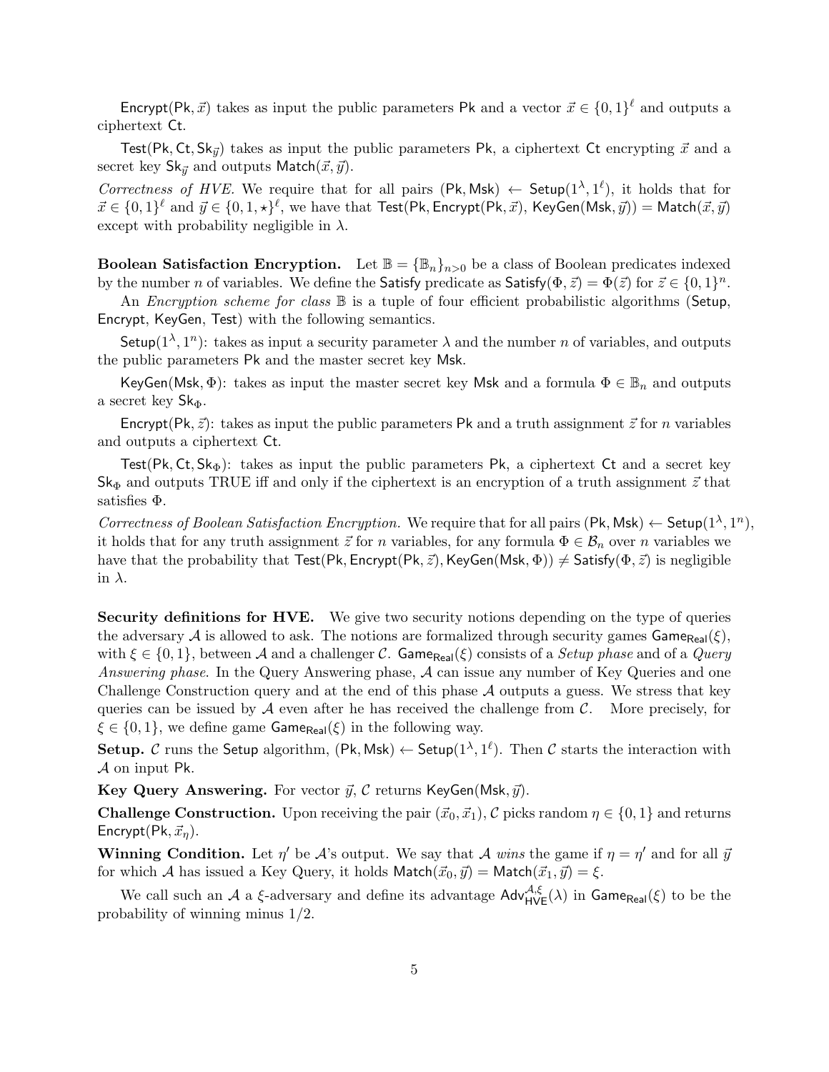$\mathsf{Encrypt}(\mathsf{Pk}, \vec{x})$ takes as input the public parameters $\mathsf{Pk}$ and a vector $\vec{x} \in \{0,1\}^\ell$ and outputs a ciphertext $\mathsf{Ct}$.

$\mathsf{Test}(\mathsf{Pk}, \mathsf{Ct}, \mathsf{Sk}_{\vec{y}})$ takes as input the public parameters $\mathsf{Pk}$, a ciphertext $\mathsf{Ct}$ encrypting $\vec{x}$ and a secret key $\mathsf{Sk}_{\vec{y}}$ and outputs $\mathsf{Match}(\vec{x}, \vec{y})$.

*Correctness of HVE.* We require that for all pairs $(\mathsf{Pk}, \mathsf{Msk}) \leftarrow \mathsf{Setup}(1^\lambda, 1^\ell)$, it holds that for $\vec{x} \in \{0,1\}^\ell$ and $\vec{y} \in \{0,1,\star\}^\ell$, we have that $\mathsf{Test}(\mathsf{Pk}, \mathsf{Encrypt}(\mathsf{Pk}, \vec{x}), \mathsf{KeyGen}(\mathsf{Msk}, \vec{y})) = \mathsf{Match}(\vec{x}, \vec{y})$ except with probability negligible in $\lambda$.

**Boolean Satisfaction Encryption.** Let $\mathbb{B} = \{\mathbb{B}_n\}_{n>0}$ be a class of Boolean predicates indexed by the number $n$ of variables. We define the $\mathsf{Satisfy}$ predicate as $\mathsf{Satisfy}(\Phi, \vec{z}) = \Phi(\vec{z})$ for $\vec{z} \in \{0,1\}^n$.

An *Encryption scheme for class* $\mathbb{B}$ is a tuple of four efficient probabilistic algorithms ($\mathsf{Setup}$, $\mathsf{Encrypt}$, $\mathsf{KeyGen}$, $\mathsf{Test}$) with the following semantics.

$\mathsf{Setup}(1^\lambda, 1^n)$: takes as input a security parameter $\lambda$ and the number $n$ of variables, and outputs the public parameters $\mathsf{Pk}$ and the master secret key $\mathsf{Msk}$.

$\mathsf{KeyGen}(\mathsf{Msk}, \Phi)$: takes as input the master secret key $\mathsf{Msk}$ and a formula $\Phi \in \mathbb{B}_n$ and outputs a secret key $\mathsf{Sk}_\Phi$.

$\mathsf{Encrypt}(\mathsf{Pk}, \vec{z})$: takes as input the public parameters $\mathsf{Pk}$ and a truth assignment $\vec{z}$ for $n$ variables and outputs a ciphertext $\mathsf{Ct}$.

$\mathsf{Test}(\mathsf{Pk}, \mathsf{Ct}, \mathsf{Sk}_\Phi)$: takes as input the public parameters $\mathsf{Pk}$, a ciphertext $\mathsf{Ct}$ and a secret key $\mathsf{Sk}_\Phi$ and outputs TRUE iff and only if the ciphertext is an encryption of a truth assignment $\vec{z}$ that satisfies $\Phi$.

*Correctness of Boolean Satisfaction Encryption.* We require that for all pairs $(\mathsf{Pk}, \mathsf{Msk}) \leftarrow \mathsf{Setup}(1^\lambda, 1^n)$, it holds that for any truth assignment $\vec{z}$ for $n$ variables, for any formula $\Phi \in \mathcal{B}_n$ over $n$ variables we have that the probability that $\mathsf{Test}(\mathsf{Pk}, \mathsf{Encrypt}(\mathsf{Pk}, \vec{z}), \mathsf{KeyGen}(\mathsf{Msk}, \Phi)) \neq \mathsf{Satisfy}(\Phi, \vec{z})$ is negligible in $\lambda$.

**Security definitions for HVE.** We give two security notions depending on the type of queries the adversary $\mathcal{A}$ is allowed to ask. The notions are formalized through security games $\mathsf{Game}_{\mathsf{Real}}(\xi)$, with $\xi \in \{0,1\}$, between $\mathcal{A}$ and a challenger $\mathcal{C}$. $\mathsf{Game}_{\mathsf{Real}}(\xi)$ consists of a *Setup phase* and of a *Query Answering phase.* In the Query Answering phase, $\mathcal{A}$ can issue any number of Key Queries and one Challenge Construction query and at the end of this phase $\mathcal{A}$ outputs a guess. We stress that key queries can be issued by $\mathcal{A}$ even after he has received the challenge from $\mathcal{C}$. More precisely, for $\xi \in \{0,1\}$, we define game $\mathsf{Game}_{\mathsf{Real}}(\xi)$ in the following way.

**Setup.** $\mathcal{C}$ runs the $\mathsf{Setup}$ algorithm, $(\mathsf{Pk}, \mathsf{Msk}) \leftarrow \mathsf{Setup}(1^\lambda, 1^\ell)$. Then $\mathcal{C}$ starts the interaction with $\mathcal{A}$ on input $\mathsf{Pk}$.

**Key Query Answering.** For vector $\vec{y}$, $\mathcal{C}$ returns $\mathsf{KeyGen}(\mathsf{Msk}, \vec{y})$.

**Challenge Construction.** Upon receiving the pair $(\vec{x}_0, \vec{x}_1)$, $\mathcal{C}$ picks random $\eta \in \{0,1\}$ and returns $\mathsf{Encrypt}(\mathsf{Pk}, \vec{x}_\eta)$.

**Winning Condition.** Let $\eta'$ be $\mathcal{A}$'s output. We say that $\mathcal{A}$ *wins* the game if $\eta = \eta'$ and for all $\vec{y}$ for which $\mathcal{A}$ has issued a Key Query, it holds $\mathsf{Match}(\vec{x}_0, \vec{y}) = \mathsf{Match}(\vec{x}_1, \vec{y}) = \xi$.

We call such an $\mathcal{A}$ a $\xi$-adversary and define its advantage $\mathsf{Adv}_{\mathsf{HVE}}^{\mathcal{A},\xi}(\lambda)$ in $\mathsf{Game}_{\mathsf{Real}}(\xi)$ to be the probability of winning minus $1/2$.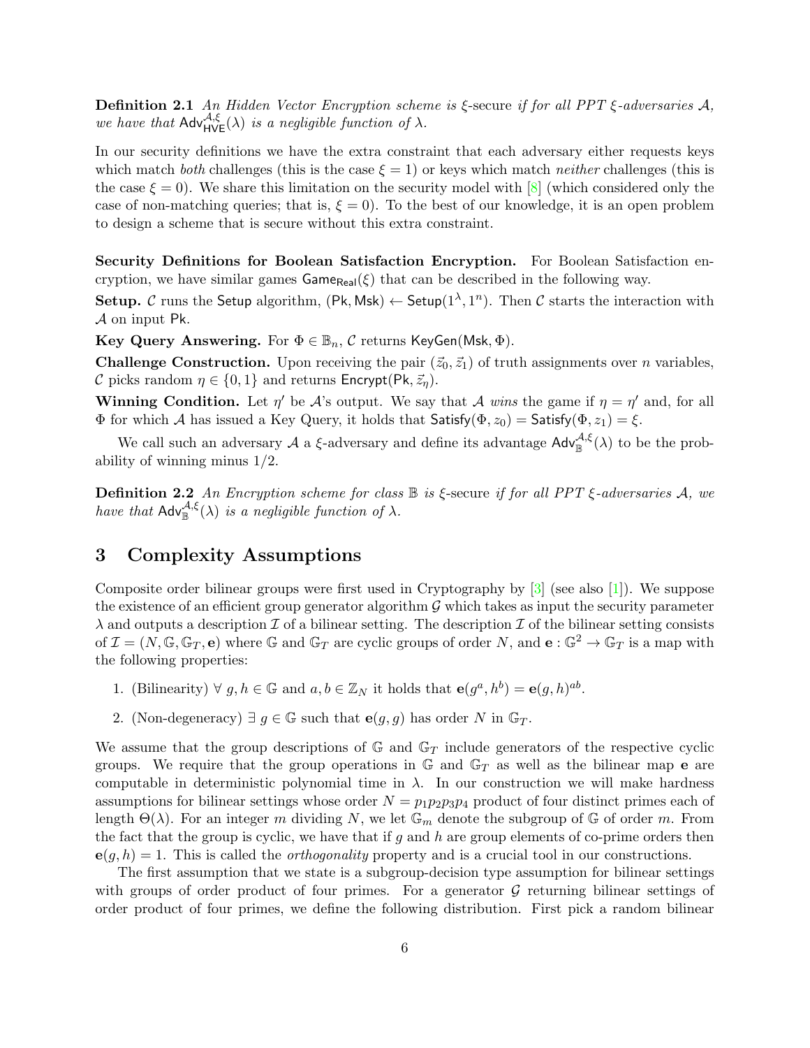**Definition 2.1** *An Hidden Vector Encryption scheme is* $\xi$-secure *if for all PPT* $\xi$*-adversaries* $\mathcal{A}$*, we have that* $\mathsf{Adv}_{\mathsf{HVE}}^{\mathcal{A},\xi}(\lambda)$ *is a negligible function of* $\lambda$*.*

In our security definitions we have the extra constraint that each adversary either requests keys which match *both* challenges (this is the case $\xi = 1$) or keys which match *neither* challenges (this is the case $\xi = 0$). We share this limitation on the security model with [8] (which considered only the case of non-matching queries; that is, $\xi = 0$). To the best of our knowledge, it is an open problem to design a scheme that is secure without this extra constraint.

**Security Definitions for Boolean Satisfaction Encryption.** For Boolean Satisfaction encryption, we have similar games $\mathsf{Game}_{\mathsf{Real}}(\xi)$ that can be described in the following way.

**Setup.** $\mathcal{C}$ runs the $\mathsf{Setup}$ algorithm, $(\mathsf{Pk}, \mathsf{Msk}) \leftarrow \mathsf{Setup}(1^\lambda, 1^n)$. Then $\mathcal{C}$ starts the interaction with $\mathcal{A}$ on input $\mathsf{Pk}$.

**Key Query Answering.** For $\Phi \in \mathbb{B}_n$, $\mathcal{C}$ returns $\mathsf{KeyGen}(\mathsf{Msk}, \Phi)$.

**Challenge Construction.** Upon receiving the pair $(\vec{z}_0, \vec{z}_1)$ of truth assignments over $n$ variables, $\mathcal{C}$ picks random $\eta \in \{0, 1\}$ and returns $\mathsf{Encrypt}(\mathsf{Pk}, \vec{z}_\eta)$.

**Winning Condition.** Let $\eta'$ be $\mathcal{A}$'s output. We say that $\mathcal{A}$ *wins* the game if $\eta = \eta'$ and, for all $\Phi$ for which $\mathcal{A}$ has issued a Key Query, it holds that $\mathsf{Satisfy}(\Phi, z_0) = \mathsf{Satisfy}(\Phi, z_1) = \xi$.

We call such an adversary $\mathcal{A}$ a $\xi$-adversary and define its advantage $\mathsf{Adv}_{\mathbb{B}}^{\mathcal{A},\xi}(\lambda)$ to be the probability of winning minus $1/2$.

**Definition 2.2** *An Encryption scheme for class* $\mathbb{B}$ *is* $\xi$-secure *if for all PPT* $\xi$*-adversaries* $\mathcal{A}$*, we have that* $\mathsf{Adv}_{\mathbb{B}}^{\mathcal{A},\xi}(\lambda)$ *is a negligible function of* $\lambda$*.*

# 3 Complexity Assumptions

Composite order bilinear groups were first used in Cryptography by [3] (see also [1]). We suppose the existence of an efficient group generator algorithm $\mathcal{G}$ which takes as input the security parameter $\lambda$ and outputs a description $\mathcal{I}$ of a bilinear setting. The description $\mathcal{I}$ of the bilinear setting consists of $\mathcal{I} = (N, \mathbb{G}, \mathbb{G}_T, \mathbf{e})$ where $\mathbb{G}$ and $\mathbb{G}_T$ are cyclic groups of order $N$, and $\mathbf{e} : \mathbb{G}^2 \rightarrow \mathbb{G}_T$ is a map with the following properties:

1. (Bilinearity) $\forall\ g, h \in \mathbb{G}$ and $a, b \in \mathbb{Z}_N$ it holds that $\mathbf{e}(g^a, h^b) = \mathbf{e}(g, h)^{ab}$.
2. (Non-degeneracy) $\exists\ g \in \mathbb{G}$ such that $\mathbf{e}(g, g)$ has order $N$ in $\mathbb{G}_T$.

We assume that the group descriptions of $\mathbb{G}$ and $\mathbb{G}_T$ include generators of the respective cyclic groups. We require that the group operations in $\mathbb{G}$ and $\mathbb{G}_T$ as well as the bilinear map $\mathbf{e}$ are computable in deterministic polynomial time in $\lambda$. In our construction we will make hardness assumptions for bilinear settings whose order $N = p_1 p_2 p_3 p_4$ product of four distinct primes each of length $\Theta(\lambda)$. For an integer $m$ dividing $N$, we let $\mathbb{G}_m$ denote the subgroup of $\mathbb{G}$ of order $m$. From the fact that the group is cyclic, we have that if $g$ and $h$ are group elements of co-prime orders then $\mathbf{e}(g, h) = 1$. This is called the *orthogonality* property and is a crucial tool in our constructions.

The first assumption that we state is a subgroup-decision type assumption for bilinear settings with groups of order product of four primes. For a generator $\mathcal{G}$ returning bilinear settings of order product of four primes, we define the following distribution. First pick a random bilinear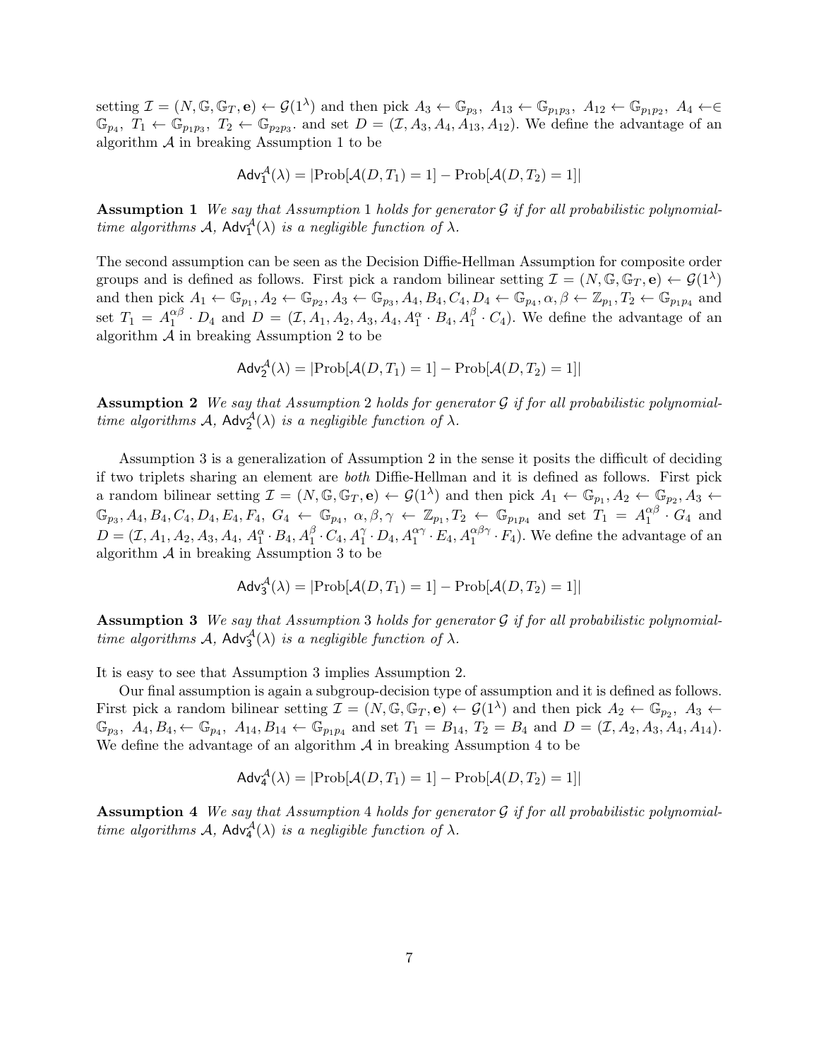setting $\mathcal{I} = (N, \mathbb{G}, \mathbb{G}_T, \mathbf{e}) \leftarrow \mathcal{G}(1^\lambda)$ and then pick $A_3 \leftarrow \mathbb{G}_{p_3},\ A_{13} \leftarrow \mathbb{G}_{p_1p_3},\ A_{12} \leftarrow \mathbb{G}_{p_1p_2},\ A_4 \leftarrow\in \mathbb{G}_{p_4},\ T_1 \leftarrow \mathbb{G}_{p_1p_3},\ T_2 \leftarrow \mathbb{G}_{p_2p_3}$. and set $D = (\mathcal{I}, A_3, A_4, A_{13}, A_{12})$. We define the advantage of an algorithm $\mathcal{A}$ in breaking Assumption 1 to be

$$\mathsf{Adv}_1^{\mathcal{A}}(\lambda) = |\mathrm{Prob}[\mathcal{A}(D, T_1) = 1] - \mathrm{Prob}[\mathcal{A}(D, T_2) = 1]|$$

**Assumption 1** *We say that Assumption* 1 *holds for generator* $\mathcal{G}$ *if for all probabilistic polynomial-time algorithms* $\mathcal{A}$, $\mathsf{Adv}_1^{\mathcal{A}}(\lambda)$ *is a negligible function of* $\lambda$.

The second assumption can be seen as the Decision Diffie-Hellman Assumption for composite order groups and is defined as follows. First pick a random bilinear setting $\mathcal{I} = (N, \mathbb{G}, \mathbb{G}_T, \mathbf{e}) \leftarrow \mathcal{G}(1^\lambda)$ and then pick $A_1 \leftarrow \mathbb{G}_{p_1}, A_2 \leftarrow \mathbb{G}_{p_2}, A_3 \leftarrow \mathbb{G}_{p_3}, A_4, B_4, C_4, D_4 \leftarrow \mathbb{G}_{p_4}, \alpha, \beta \leftarrow \mathbb{Z}_{p_1}, T_2 \leftarrow \mathbb{G}_{p_1p_4}$ and set $T_1 = A_1^{\alpha\beta} \cdot D_4$ and $D = (\mathcal{I}, A_1, A_2, A_3, A_4, A_1^{\alpha} \cdot B_4, A_1^{\beta} \cdot C_4)$. We define the advantage of an algorithm $\mathcal{A}$ in breaking Assumption 2 to be

$$\mathsf{Adv}_2^{\mathcal{A}}(\lambda) = |\mathrm{Prob}[\mathcal{A}(D, T_1) = 1] - \mathrm{Prob}[\mathcal{A}(D, T_2) = 1]|$$

**Assumption 2** *We say that Assumption* 2 *holds for generator* $\mathcal{G}$ *if for all probabilistic polynomial-time algorithms* $\mathcal{A}$, $\mathsf{Adv}_2^{\mathcal{A}}(\lambda)$ *is a negligible function of* $\lambda$.

Assumption 3 is a generalization of Assumption 2 in the sense it posits the difficult of deciding if two triplets sharing an element are *both* Diffie-Hellman and it is defined as follows. First pick a random bilinear setting $\mathcal{I} = (N, \mathbb{G}, \mathbb{G}_T, \mathbf{e}) \leftarrow \mathcal{G}(1^\lambda)$ and then pick $A_1 \leftarrow \mathbb{G}_{p_1}, A_2 \leftarrow \mathbb{G}_{p_2}, A_3 \leftarrow \mathbb{G}_{p_3}, A_4, B_4, C_4, D_4, E_4, F_4,\ G_4 \leftarrow \mathbb{G}_{p_4},\ \alpha, \beta, \gamma \leftarrow \mathbb{Z}_{p_1}, T_2 \leftarrow \mathbb{G}_{p_1p_4}$ and set $T_1 = A_1^{\alpha\beta} \cdot G_4$ and $D = (\mathcal{I}, A_1, A_2, A_3, A_4,\ A_1^{\alpha} \cdot B_4, A_1^{\beta} \cdot C_4, A_1^{\gamma} \cdot D_4, A_1^{\alpha\gamma} \cdot E_4, A_1^{\alpha\beta\gamma} \cdot F_4)$. We define the advantage of an algorithm $\mathcal{A}$ in breaking Assumption 3 to be

$$\mathsf{Adv}_3^{\mathcal{A}}(\lambda) = |\mathrm{Prob}[\mathcal{A}(D, T_1) = 1] - \mathrm{Prob}[\mathcal{A}(D, T_2) = 1]|$$

**Assumption 3** *We say that Assumption* 3 *holds for generator* $\mathcal{G}$ *if for all probabilistic polynomial-time algorithms* $\mathcal{A}$, $\mathsf{Adv}_3^{\mathcal{A}}(\lambda)$ *is a negligible function of* $\lambda$.

It is easy to see that Assumption 3 implies Assumption 2.

Our final assumption is again a subgroup-decision type of assumption and it is defined as follows. First pick a random bilinear setting $\mathcal{I} = (N, \mathbb{G}, \mathbb{G}_T, \mathbf{e}) \leftarrow \mathcal{G}(1^\lambda)$ and then pick $A_2 \leftarrow \mathbb{G}_{p_2},\ A_3 \leftarrow \mathbb{G}_{p_3},\ A_4, B_4, \leftarrow \mathbb{G}_{p_4},\ A_{14}, B_{14} \leftarrow \mathbb{G}_{p_1p_4}$ and set $T_1 = B_{14},\ T_2 = B_4$ and $D = (\mathcal{I}, A_2, A_3, A_4, A_{14})$. We define the advantage of an algorithm $\mathcal{A}$ in breaking Assumption 4 to be

$$\mathsf{Adv}_4^{\mathcal{A}}(\lambda) = |\mathrm{Prob}[\mathcal{A}(D, T_1) = 1] - \mathrm{Prob}[\mathcal{A}(D, T_2) = 1]|$$

**Assumption 4** *We say that Assumption* 4 *holds for generator* $\mathcal{G}$ *if for all probabilistic polynomial-time algorithms* $\mathcal{A}$, $\mathsf{Adv}_4^{\mathcal{A}}(\lambda)$ *is a negligible function of* $\lambda$.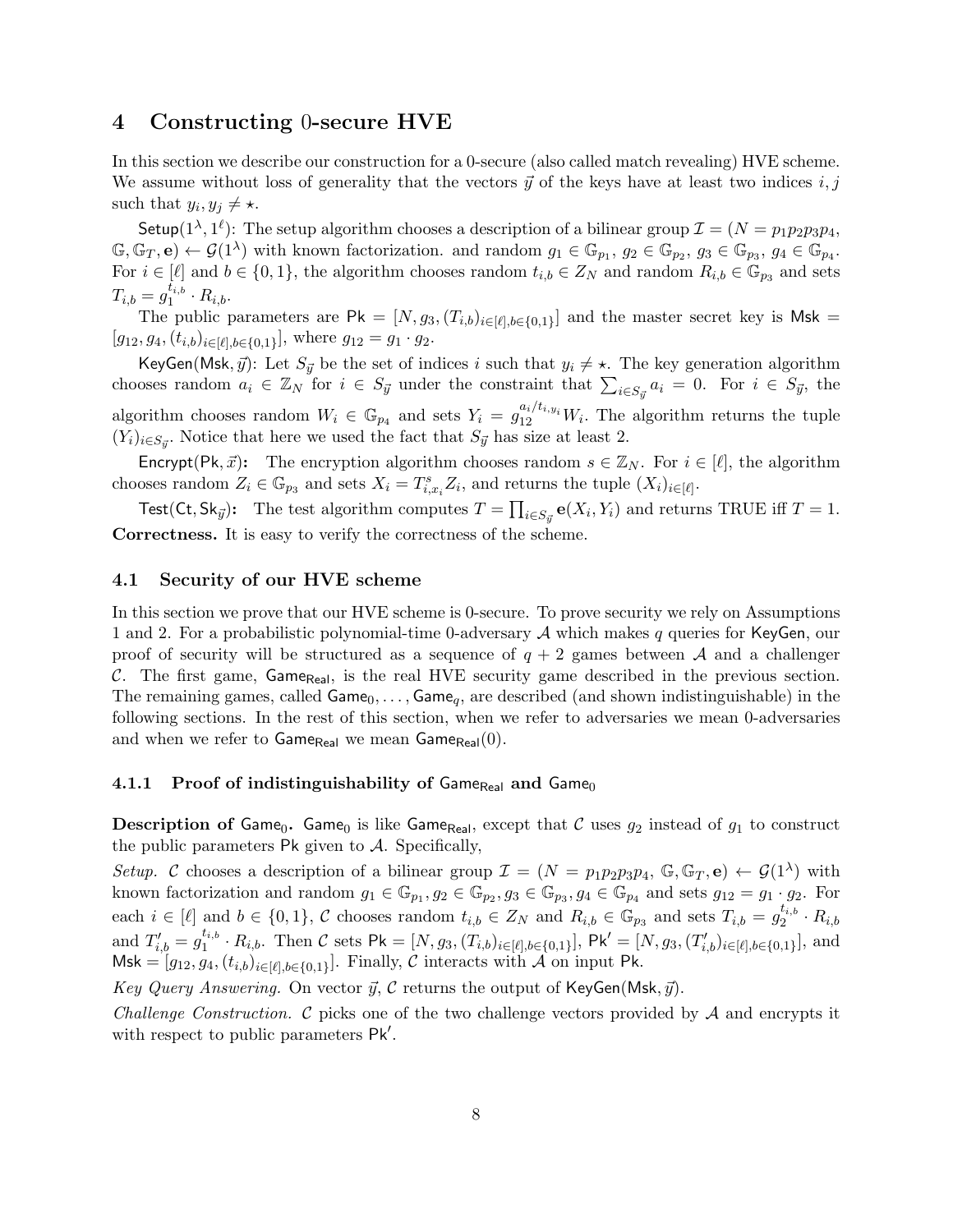## 4 Constructing 0-secure HVE

In this section we describe our construction for a 0-secure (also called match revealing) HVE scheme. We assume without loss of generality that the vectors $\vec{y}$ of the keys have at least two indices $i, j$ such that $y_i, y_j \neq \star$.

$\mathsf{Setup}(1^\lambda, 1^\ell)$: The setup algorithm chooses a description of a bilinear group $\mathcal{I} = (N = p_1 p_2 p_3 p_4, \mathbb{G}, \mathbb{G}_T, \mathbf{e}) \leftarrow \mathcal{G}(1^\lambda)$ with known factorization. and random $g_1 \in \mathbb{G}_{p_1}$, $g_2 \in \mathbb{G}_{p_2}$, $g_3 \in \mathbb{G}_{p_3}$, $g_4 \in \mathbb{G}_{p_4}$. For $i \in [\ell]$ and $b \in \{0, 1\}$, the algorithm chooses random $t_{i,b} \in Z_N$ and random $R_{i,b} \in \mathbb{G}_{p_3}$ and sets $T_{i,b} = g_1^{t_{i,b}} \cdot R_{i,b}$.

The public parameters are $\mathsf{Pk} = [N, g_3, (T_{i,b})_{i\in[\ell], b\in\{0,1\}}]$ and the master secret key is $\mathsf{Msk} = [g_{12}, g_4, (t_{i,b})_{i\in[\ell], b\in\{0,1\}}]$, where $g_{12} = g_1 \cdot g_2$.

$\mathsf{KeyGen}(\mathsf{Msk}, \vec{y})$: Let $S_{\vec{y}}$ be the set of indices $i$ such that $y_i \neq \star$. The key generation algorithm chooses random $a_i \in \mathbb{Z}_N$ for $i \in S_{\vec{y}}$ under the constraint that $\sum_{i\in S_{\vec{y}}} a_i = 0$. For $i \in S_{\vec{y}}$, the algorithm chooses random $W_i \in \mathbb{G}_{p_4}$ and sets $Y_i = g_{12}^{a_i/t_{i,y_i}} W_i$. The algorithm returns the tuple $(Y_i)_{i\in S_{\vec{y}}}$. Notice that here we used the fact that $S_{\vec{y}}$ has size at least 2.

$\mathsf{Encrypt}(\mathsf{Pk}, \vec{x})$**:** The encryption algorithm chooses random $s \in \mathbb{Z}_N$. For $i \in [\ell]$, the algorithm chooses random $Z_i \in \mathbb{G}_{p_3}$ and sets $X_i = T_{i,x_i}^s Z_i$, and returns the tuple $(X_i)_{i\in[\ell]}$.

$\mathsf{Test}(\mathsf{Ct}, \mathsf{Sk}_{\vec{y}})$**:** The test algorithm computes $T = \prod_{i\in S_{\vec{y}}} \mathbf{e}(X_i, Y_i)$ and returns TRUE iff $T = 1$.

**Correctness.** It is easy to verify the correctness of the scheme.

### 4.1 Security of our HVE scheme

In this section we prove that our HVE scheme is 0-secure. To prove security we rely on Assumptions 1 and 2. For a probabilistic polynomial-time 0-adversary $\mathcal{A}$ which makes $q$ queries for $\mathsf{KeyGen}$, our proof of security will be structured as a sequence of $q + 2$ games between $\mathcal{A}$ and a challenger $\mathcal{C}$. The first game, $\mathsf{Game}_{\mathsf{Real}}$, is the real HVE security game described in the previous section. The remaining games, called $\mathsf{Game}_0, \ldots, \mathsf{Game}_q$, are described (and shown indistinguishable) in the following sections. In the rest of this section, when we refer to adversaries we mean 0-adversaries and when we refer to $\mathsf{Game}_{\mathsf{Real}}$ we mean $\mathsf{Game}_{\mathsf{Real}}(0)$.

#### 4.1.1 Proof of indistinguishability of $\mathsf{Game}_{\mathsf{Real}}$ and $\mathsf{Game}_0$

**Description of** $\mathsf{Game}_0$**.** $\mathsf{Game}_0$ is like $\mathsf{Game}_{\mathsf{Real}}$, except that $\mathcal{C}$ uses $g_2$ instead of $g_1$ to construct the public parameters $\mathsf{Pk}$ given to $\mathcal{A}$. Specifically,

*Setup.* $\mathcal{C}$ chooses a description of a bilinear group $\mathcal{I} = (N = p_1 p_2 p_3 p_4, \mathbb{G}, \mathbb{G}_T, \mathbf{e}) \leftarrow \mathcal{G}(1^\lambda)$ with known factorization and random $g_1 \in \mathbb{G}_{p_1}, g_2 \in \mathbb{G}_{p_2}, g_3 \in \mathbb{G}_{p_3}, g_4 \in \mathbb{G}_{p_4}$ and sets $g_{12} = g_1 \cdot g_2$. For each $i \in [\ell]$ and $b \in \{0, 1\}$, $\mathcal{C}$ chooses random $t_{i,b} \in Z_N$ and $R_{i,b} \in \mathbb{G}_{p_3}$ and sets $T_{i,b} = g_2^{t_{i,b}} \cdot R_{i,b}$ and $T'_{i,b} = g_1^{t_{i,b}} \cdot R_{i,b}$. Then $\mathcal{C}$ sets $\mathsf{Pk} = [N, g_3, (T_{i,b})_{i\in[\ell], b\in\{0,1\}}]$, $\mathsf{Pk}' = [N, g_3, (T'_{i,b})_{i\in[\ell], b\in\{0,1\}}]$, and $\mathsf{Msk} = [g_{12}, g_4, (t_{i,b})_{i\in[\ell], b\in\{0,1\}}]$. Finally, $\mathcal{C}$ interacts with $\mathcal{A}$ on input $\mathsf{Pk}$.

*Key Query Answering.* On vector $\vec{y}$, $\mathcal{C}$ returns the output of $\mathsf{KeyGen}(\mathsf{Msk}, \vec{y})$.

*Challenge Construction.* $\mathcal{C}$ picks one of the two challenge vectors provided by $\mathcal{A}$ and encrypts it with respect to public parameters $\mathsf{Pk}'$.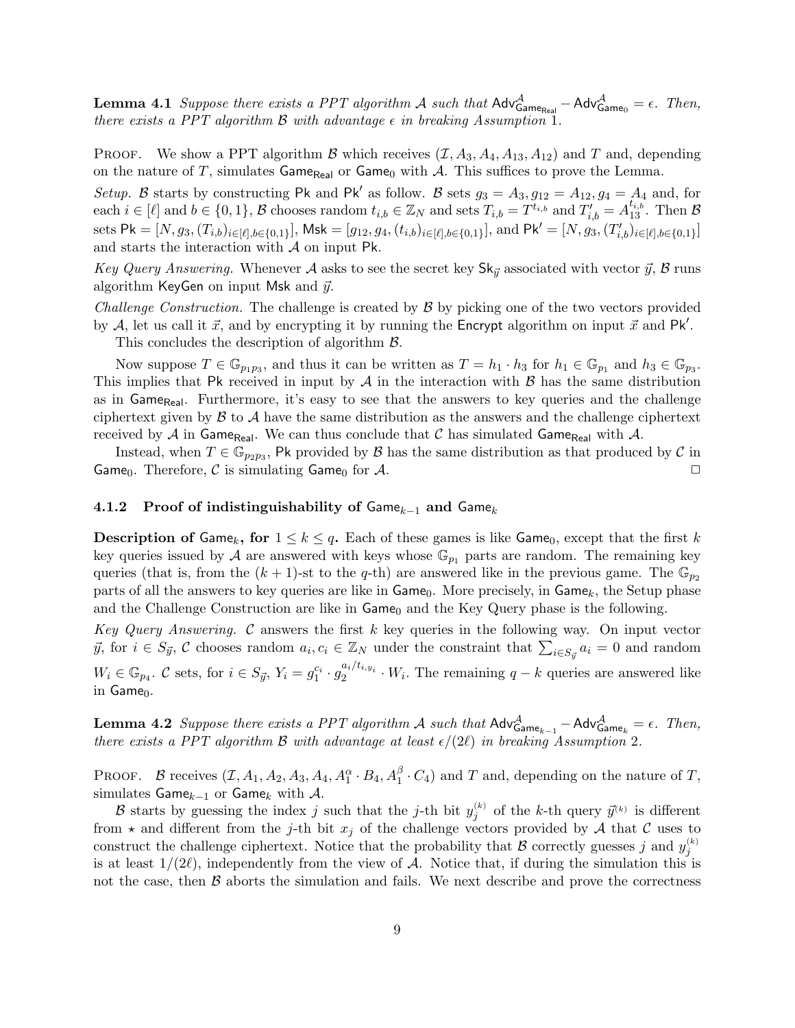**Lemma 4.1** *Suppose there exists a PPT algorithm $\mathcal{A}$ such that $\mathsf{Adv}^{\mathcal{A}}_{\mathsf{Game}_{\mathsf{Real}}} - \mathsf{Adv}^{\mathcal{A}}_{\mathsf{Game}_0} = \epsilon$. Then, there exists a PPT algorithm $\mathcal{B}$ with advantage $\epsilon$ in breaking Assumption 1.*

Proof. We show a PPT algorithm $\mathcal{B}$ which receives $(\mathcal{I}, A_3, A_4, A_{13}, A_{12})$ and $T$ and, depending on the nature of $T$, simulates $\mathsf{Game}_{\mathsf{Real}}$ or $\mathsf{Game}_0$ with $\mathcal{A}$. This suffices to prove the Lemma.

*Setup.* $\mathcal{B}$ starts by constructing $\mathsf{Pk}$ and $\mathsf{Pk}'$ as follow. $\mathcal{B}$ sets $g_3 = A_3, g_{12} = A_{12}, g_4 = A_4$ and, for each $i \in [\ell]$ and $b \in \{0,1\}$, $\mathcal{B}$ chooses random $t_{i,b} \in \mathbb{Z}_N$ and sets $T_{i,b} = T^{t_{i,b}}$ and $T'_{i,b} = A_{13}^{t_{i,b}}$. Then $\mathcal{B}$ sets $\mathsf{Pk} = [N, g_3, (T_{i,b})_{i\in[\ell], b\in\{0,1\}}]$, $\mathsf{Msk} = [g_{12}, g_4, (t_{i,b})_{i\in[\ell], b\in\{0,1\}}]$, and $\mathsf{Pk}' = [N, g_3, (T'_{i,b})_{i\in[\ell], b\in\{0,1\}}]$ and starts the interaction with $\mathcal{A}$ on input $\mathsf{Pk}$.

*Key Query Answering.* Whenever $\mathcal{A}$ asks to see the secret key $\mathsf{Sk}_{\vec{y}}$ associated with vector $\vec{y}$, $\mathcal{B}$ runs algorithm $\mathsf{KeyGen}$ on input $\mathsf{Msk}$ and $\vec{y}$.

*Challenge Construction.* The challenge is created by $\mathcal{B}$ by picking one of the two vectors provided by $\mathcal{A}$, let us call it $\vec{x}$, and by encrypting it by running the $\mathsf{Encrypt}$ algorithm on input $\vec{x}$ and $\mathsf{Pk}'$.

This concludes the description of algorithm $\mathcal{B}$.

Now suppose $T \in \mathbb{G}_{p_1p_3}$, and thus it can be written as $T = h_1 \cdot h_3$ for $h_1 \in \mathbb{G}_{p_1}$ and $h_3 \in \mathbb{G}_{p_3}$. This implies that $\mathsf{Pk}$ received in input by $\mathcal{A}$ in the interaction with $\mathcal{B}$ has the same distribution as in $\mathsf{Game}_{\mathsf{Real}}$. Furthermore, it's easy to see that the answers to key queries and the challenge ciphertext given by $\mathcal{B}$ to $\mathcal{A}$ have the same distribution as the answers and the challenge ciphertext received by $\mathcal{A}$ in $\mathsf{Game}_{\mathsf{Real}}$. We can thus conclude that $\mathcal{C}$ has simulated $\mathsf{Game}_{\mathsf{Real}}$ with $\mathcal{A}$.

Instead, when $T \in \mathbb{G}_{p_2p_3}$, $\mathsf{Pk}$ provided by $\mathcal{B}$ has the same distribution as that produced by $\mathcal{C}$ in $\mathsf{Game}_0$. Therefore, $\mathcal{C}$ is simulating $\mathsf{Game}_0$ for $\mathcal{A}$. □

### 4.1.2 Proof of indistinguishability of $\mathsf{Game}_{k-1}$ and $\mathsf{Game}_k$

**Description of $\mathsf{Game}_k$, for $1 \le k \le q$.** Each of these games is like $\mathsf{Game}_0$, except that the first $k$ key queries issued by $\mathcal{A}$ are answered with keys whose $\mathbb{G}_{p_1}$ parts are random. The remaining key queries (that is, from the $(k+1)$-st to the $q$-th) are answered like in the previous game. The $\mathbb{G}_{p_2}$ parts of all the answers to key queries are like in $\mathsf{Game}_0$. More precisely, in $\mathsf{Game}_k$, the Setup phase and the Challenge Construction are like in $\mathsf{Game}_0$ and the Key Query phase is the following.

*Key Query Answering.* $\mathcal{C}$ answers the first $k$ key queries in the following way. On input vector $\vec{y}$, for $i \in S_{\vec{y}}$, $\mathcal{C}$ chooses random $a_i, c_i \in \mathbb{Z}_N$ under the constraint that $\sum_{i\in S_{\vec{y}}} a_i = 0$ and random $W_i \in \mathbb{G}_{p_4}$. $\mathcal{C}$ sets, for $i \in S_{\vec{y}}$, $Y_i = g_1^{c_i} \cdot g_2^{a_i/t_{i,y_i}} \cdot W_i$. The remaining $q-k$ queries are answered like in $\mathsf{Game}_0$.

**Lemma 4.2** *Suppose there exists a PPT algorithm $\mathcal{A}$ such that $\mathsf{Adv}^{\mathcal{A}}_{\mathsf{Game}_{k-1}} - \mathsf{Adv}^{\mathcal{A}}_{\mathsf{Game}_k} = \epsilon$. Then, there exists a PPT algorithm $\mathcal{B}$ with advantage at least $\epsilon/(2\ell)$ in breaking Assumption 2.*

Proof. $\mathcal{B}$ receives $(\mathcal{I}, A_1, A_2, A_3, A_4, A_1^{\alpha} \cdot B_4, A_1^{\beta} \cdot C_4)$ and $T$ and, depending on the nature of $T$, simulates $\mathsf{Game}_{k-1}$ or $\mathsf{Game}_k$ with $\mathcal{A}$.

$\mathcal{B}$ starts by guessing the index $j$ such that the $j$-th bit $y_j^{(k)}$ of the $k$-th query $\vec{y}^{(k)}$ is different from $\star$ and different from the $j$-th bit $x_j$ of the challenge vectors provided by $\mathcal{A}$ that $\mathcal{C}$ uses to construct the challenge ciphertext. Notice that the probability that $\mathcal{B}$ correctly guesses $j$ and $y_j^{(k)}$ is at least $1/(2\ell)$, independently from the view of $\mathcal{A}$. Notice that, if during the simulation this is not the case, then $\mathcal{B}$ aborts the simulation and fails. We next describe and prove the correctness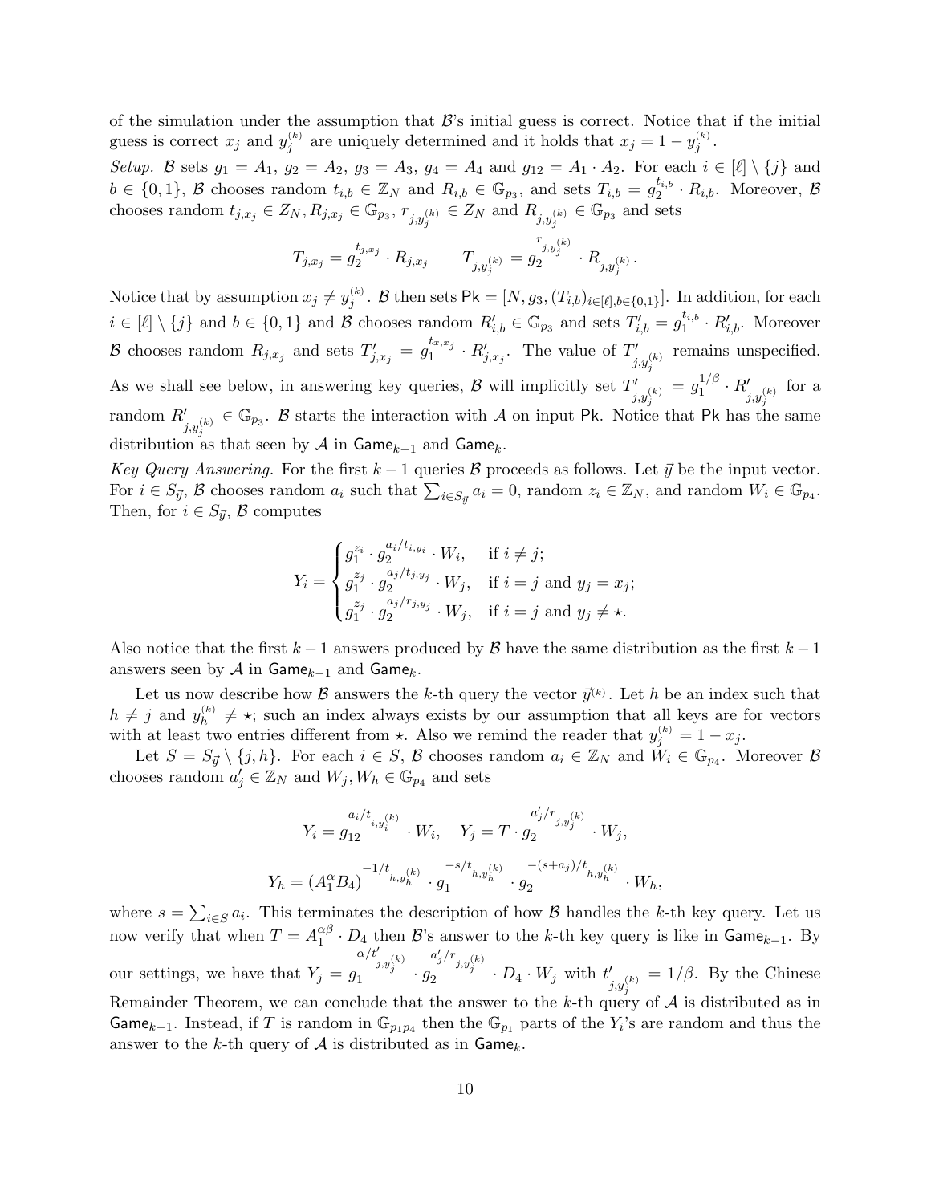of the simulation under the assumption that $\mathcal{B}$'s initial guess is correct. Notice that if the initial guess is correct $x_j$ and $y_j^{(k)}$ are uniquely determined and it holds that $x_j = 1 - y_j^{(k)}$.

*Setup.* $\mathcal{B}$ sets $g_1 = A_1$, $g_2 = A_2$, $g_3 = A_3$, $g_4 = A_4$ and $g_{12} = A_1 \cdot A_2$. For each $i \in [\ell] \setminus \{j\}$ and $b \in \{0,1\}$, $\mathcal{B}$ chooses random $t_{i,b} \in \mathbb{Z}_N$ and $R_{i,b} \in \mathbb{G}_{p_3}$, and sets $T_{i,b} = g_2^{t_{i,b}} \cdot R_{i,b}$. Moreover, $\mathcal{B}$ chooses random $t_{j,x_j} \in Z_N, R_{j,x_j} \in \mathbb{G}_{p_3}$, $r_{j,y_j^{(k)}} \in Z_N$ and $R_{j,y_j^{(k)}} \in \mathbb{G}_{p_3}$ and sets

$$T_{j,x_j} = g_2^{t_{j,x_j}} \cdot R_{j,x_j} \qquad T_{j,y_j^{(k)}} = g_2^{r_{j,y_j^{(k)}}} \cdot R_{j,y_j^{(k)}}.$$

Notice that by assumption $x_j \neq y_j^{(k)}$. $\mathcal{B}$ then sets $\mathsf{Pk} = [N, g_3, (T_{i,b})_{i \in [\ell], b \in \{0,1\}}]$. In addition, for each $i \in [\ell] \setminus \{j\}$ and $b \in \{0,1\}$ and $\mathcal{B}$ chooses random $R'_{i,b} \in \mathbb{G}_{p_3}$ and sets $T'_{i,b} = g_1^{t_{i,b}} \cdot R'_{i,b}$. Moreover $\mathcal{B}$ chooses random $R_{j,x_j}$ and sets $T'_{j,x_j} = g_1^{t_{x,x_j}} \cdot R'_{j,x_j}$. The value of $T'_{j,y_j^{(k)}}$ remains unspecified. As we shall see below, in answering key queries, $\mathcal{B}$ will implicitly set $T'_{j,y_j^{(k)}} = g_1^{1/\beta} \cdot R'_{j,y_j^{(k)}}$ for a random $R'_{j,y_j^{(k)}} \in \mathbb{G}_{p_3}$. $\mathcal{B}$ starts the interaction with $\mathcal{A}$ on input $\mathsf{Pk}$. Notice that $\mathsf{Pk}$ has the same distribution as that seen by $\mathcal{A}$ in $\mathsf{Game}_{k-1}$ and $\mathsf{Game}_k$.

*Key Query Answering.* For the first $k-1$ queries $\mathcal{B}$ proceeds as follows. Let $\vec{y}$ be the input vector. For $i \in S_{\vec{y}}$, $\mathcal{B}$ chooses random $a_i$ such that $\sum_{i \in S_{\vec{y}}} a_i = 0$, random $z_i \in \mathbb{Z}_N$, and random $W_i \in \mathbb{G}_{p_4}$. Then, for $i \in S_{\vec{y}}$, $\mathcal{B}$ computes

$$Y_i = \begin{cases} g_1^{z_i} \cdot g_2^{a_i/t_{i,y_i}} \cdot W_i, & \text{if } i \neq j; \\ g_1^{z_j} \cdot g_2^{a_j/t_{j,y_j}} \cdot W_j, & \text{if } i = j \text{ and } y_j = x_j; \\ g_1^{z_j} \cdot g_2^{a_j/r_{j,y_j}} \cdot W_j, & \text{if } i = j \text{ and } y_j \neq \star. \end{cases}$$

Also notice that the first $k-1$ answers produced by $\mathcal{B}$ have the same distribution as the first $k-1$ answers seen by $\mathcal{A}$ in $\mathsf{Game}_{k-1}$ and $\mathsf{Game}_k$.

Let us now describe how $\mathcal{B}$ answers the $k$-th query the vector $\vec{y}^{(k)}$. Let $h$ be an index such that $h \neq j$ and $y_h^{(k)} \neq \star$; such an index always exists by our assumption that all keys are for vectors with at least two entries different from $\star$. Also we remind the reader that $y_j^{(k)} = 1 - x_j$.

Let $S = S_{\vec{y}} \setminus \{j, h\}$. For each $i \in S$, $\mathcal{B}$ chooses random $a_i \in \mathbb{Z}_N$ and $W_i \in \mathbb{G}_{p_4}$. Moreover $\mathcal{B}$ chooses random $a'_j \in \mathbb{Z}_N$ and $W_j, W_h \in \mathbb{G}_{p_4}$ and sets

$$Y_i = g_{12}^{a_i/t_{i,y_i^{(k)}}} \cdot W_i, \quad Y_j = T \cdot g_2^{a'_j/r_{j,y_j^{(k)}}} \cdot W_j,$$

$$Y_h = (A_1^{\alpha} B_4)^{-1/t_{h,y_h^{(k)}}} \cdot g_1^{-s/t_{h,y_h^{(k)}}} \cdot g_2^{-(s+a_j)/t_{h,y_h^{(k)}}} \cdot W_h,$$

where $s = \sum_{i \in S} a_i$. This terminates the description of how $\mathcal{B}$ handles the $k$-th key query. Let us now verify that when $T = A_1^{\alpha\beta} \cdot D_4$ then $\mathcal{B}$'s answer to the $k$-th key query is like in $\mathsf{Game}_{k-1}$. By our settings, we have that $Y_j = g_1^{\alpha/t'_{j,y_j^{(k)}}} \cdot g_2^{a'_j/r_{j,y_j^{(k)}}} \cdot D_4 \cdot W_j$ with $t'_{j,y_j^{(k)}} = 1/\beta$. By the Chinese Remainder Theorem, we can conclude that the answer to the $k$-th query of $\mathcal{A}$ is distributed as in $\mathsf{Game}_{k-1}$. Instead, if $T$ is random in $\mathbb{G}_{p_1 p_4}$ then the $\mathbb{G}_{p_1}$ parts of the $Y_i$'s are random and thus the answer to the $k$-th query of $\mathcal{A}$ is distributed as in $\mathsf{Game}_k$.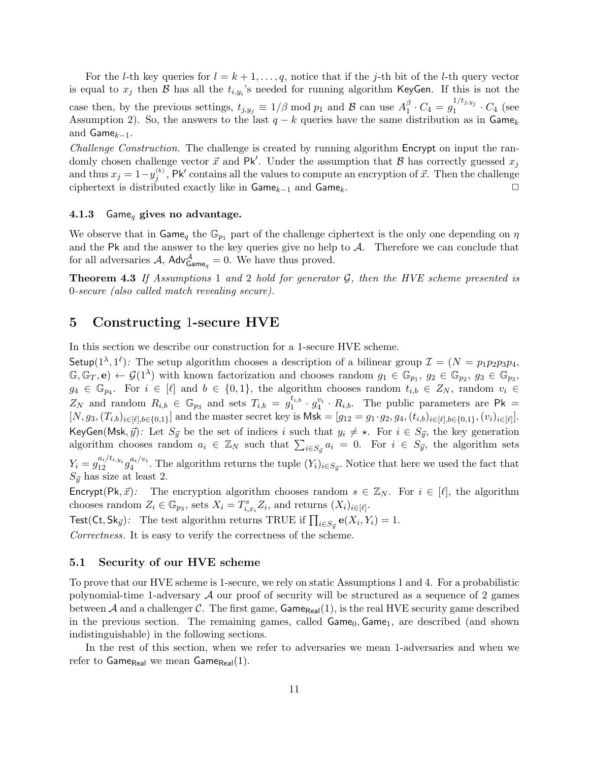For the $l$-th key queries for $l = k+1, \ldots, q$, notice that if the $j$-th bit of the $l$-th query vector is equal to $x_j$ then $\mathcal{B}$ has all the $t_{i,y_i}$'s needed for running algorithm KeyGen. If this is not the case then, by the previous settings, $t_{j,y_j} \equiv 1/\beta \bmod p_1$ and $\mathcal{B}$ can use $A_1^\beta \cdot C_4 = g_1^{1/t_{j,y_j}} \cdot C_4$ (see Assumption 2). So, the answers to the last $q-k$ queries have the same distribution as in $\mathsf{Game}_k$ and $\mathsf{Game}_{k-1}$.

*Challenge Construction.* The challenge is created by running algorithm Encrypt on input the randomly chosen challenge vector $\vec{x}$ and $\mathsf{Pk}'$. Under the assumption that $\mathcal{B}$ has correctly guessed $x_j$ and thus $x_j = 1 - y_j^{(k)}$, $\mathsf{Pk}'$ contains all the values to compute an encryption of $\vec{x}$. Then the challenge ciphertext is distributed exactly like in $\mathsf{Game}_{k-1}$ and $\mathsf{Game}_k$. □

### 4.1.3 $\mathsf{Game}_q$ gives no advantage.

We observe that in $\mathsf{Game}_q$ the $\mathbb{G}_{p_1}$ part of the challenge ciphertext is the only one depending on $\eta$ and the Pk and the answer to the key queries give no help to $\mathcal{A}$. Therefore we can conclude that for all adversaries $\mathcal{A}$, $\mathsf{Adv}^{\mathcal{A}}_{\mathsf{Game}_q} = 0$. We have thus proved.

**Theorem 4.3** *If Assumptions* 1 *and* 2 *hold for generator $\mathcal{G}$, then the HVE scheme presented is 0-secure (also called match revealing secure).*

## 5 Constructing 1-secure HVE

In this section we describe our construction for a 1-secure HVE scheme.

$\mathsf{Setup}(1^\lambda, 1^\ell)$*:* The setup algorithm chooses a description of a bilinear group $\mathcal{I} = (N = p_1p_2p_3p_4, \mathbb{G}, \mathbb{G}_T, \mathbf{e}) \leftarrow \mathcal{G}(1^\lambda)$ with known factorization and chooses random $g_1 \in \mathbb{G}_{p_1}$, $g_2 \in \mathbb{G}_{p_2}$, $g_3 \in \mathbb{G}_{p_3}$, $g_4 \in \mathbb{G}_{p_4}$. For $i \in [\ell]$ and $b \in \{0,1\}$, the algorithm chooses random $t_{i,b} \in Z_N$, random $v_i \in Z_N$ and random $R_{i,b} \in \mathbb{G}_{p_3}$ and sets $T_{i,b} = g_1^{t_{i,b}} \cdot g_4^{v_i} \cdot R_{i,b}$. The public parameters are $\mathsf{Pk} = [N, g_3, (T_{i,b})_{i\in[\ell], b\in\{0,1\}}]$ and the master secret key is $\mathsf{Msk} = [g_{12} = g_1 \cdot g_2, g_4, (t_{i,b})_{i\in[\ell],b\in\{0,1\}}, (v_i)_{i\in[\ell]}]$.

$\mathsf{KeyGen}(\mathsf{Msk}, \vec{y})$*:* Let $S_{\vec{y}}$ be the set of indices $i$ such that $y_i \neq \star$. For $i \in S_{\vec{y}}$, the key generation algorithm chooses random $a_i \in \mathbb{Z}_N$ such that $\sum_{i \in S_{\vec{y}}} a_i = 0$. For $i \in S_{\vec{y}}$, the algorithm sets $Y_i = g_{12}^{a_i/t_{i,y_i}} g_4^{a_i/v_i}$. The algorithm returns the tuple $(Y_i)_{i\in S_{\vec{y}}}$. Notice that here we used the fact that $S_{\vec{y}}$ has size at least 2.

$\mathsf{Encrypt}(\mathsf{Pk}, \vec{x})$*:* The encryption algorithm chooses random $s \in \mathbb{Z}_N$. For $i \in [\ell]$, the algorithm chooses random $Z_i \in \mathbb{G}_{p_3}$, sets $X_i = T_{i,x_i}^s Z_i$, and returns $(X_i)_{i\in[\ell]}$.

$\mathsf{Test}(\mathsf{Ct}, \mathsf{Sk}_{\vec{y}})$*:* The test algorithm returns TRUE if $\prod_{i\in S_{\vec{y}}} \mathbf{e}(X_i, Y_i) = 1$.

*Correctness.* It is easy to verify the correctness of the scheme.

### 5.1 Security of our HVE scheme

To prove that our HVE scheme is 1-secure, we rely on static Assumptions 1 and 4. For a probabilistic polynomial-time 1-adversary $\mathcal{A}$ our proof of security will be structured as a sequence of 2 games between $\mathcal{A}$ and a challenger $\mathcal{C}$. The first game, $\mathsf{Game}_{\mathsf{Real}}(1)$, is the real HVE security game described in the previous section. The remaining games, called $\mathsf{Game}_0, \mathsf{Game}_1$, are described (and shown indistinguishable) in the following sections.

In the rest of this section, when we refer to adversaries we mean 1-adversaries and when we refer to $\mathsf{Game}_{\mathsf{Real}}$ we mean $\mathsf{Game}_{\mathsf{Real}}(1)$.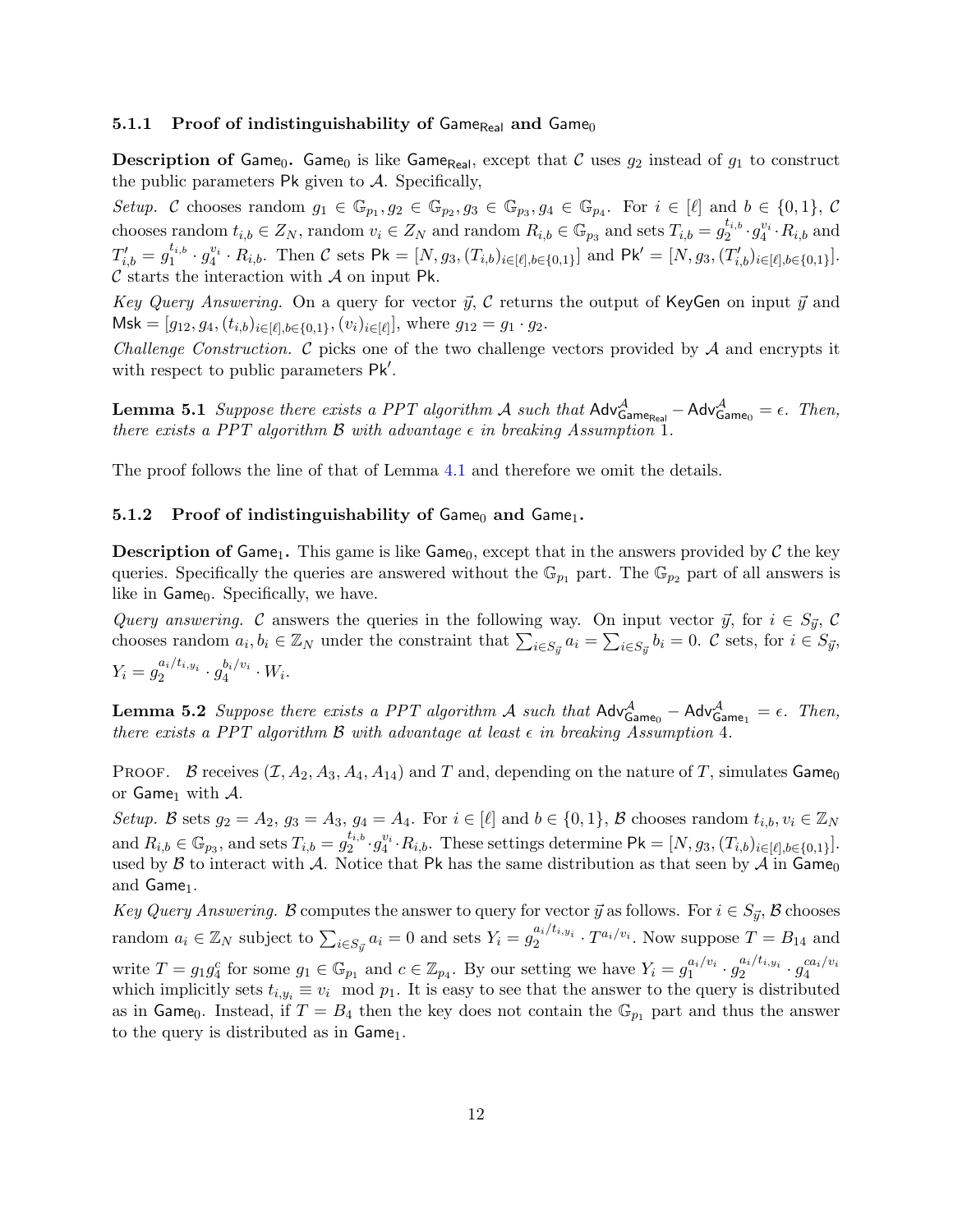### 5.1.1 Proof of indistinguishability of $\mathsf{Game}_{\mathsf{Real}}$ and $\mathsf{Game}_0$

**Description of $\mathsf{Game}_0$.** $\mathsf{Game}_0$ is like $\mathsf{Game}_{\mathsf{Real}}$, except that $\mathcal{C}$ uses $g_2$ instead of $g_1$ to construct the public parameters $\mathsf{Pk}$ given to $\mathcal{A}$. Specifically,

*Setup.* $\mathcal{C}$ chooses random $g_1 \in \mathbb{G}_{p_1}, g_2 \in \mathbb{G}_{p_2}, g_3 \in \mathbb{G}_{p_3}, g_4 \in \mathbb{G}_{p_4}$. For $i \in [\ell]$ and $b \in \{0,1\}$, $\mathcal{C}$ chooses random $t_{i,b} \in Z_N$, random $v_i \in Z_N$ and random $R_{i,b} \in \mathbb{G}_{p_3}$ and sets $T_{i,b} = g_2^{t_{i,b}} \cdot g_4^{v_i} \cdot R_{i,b}$ and $T'_{i,b} = g_1^{t_{i,b}} \cdot g_4^{v_i} \cdot R_{i,b}$. Then $\mathcal{C}$ sets $\mathsf{Pk} = [N, g_3, (T_{i,b})_{i\in[\ell],b\in\{0,1\}}]$ and $\mathsf{Pk}' = [N, g_3, (T'_{i,b})_{i\in[\ell],b\in\{0,1\}}]$. $\mathcal{C}$ starts the interaction with $\mathcal{A}$ on input $\mathsf{Pk}$.

*Key Query Answering.* On a query for vector $\vec{y}$, $\mathcal{C}$ returns the output of $\mathsf{KeyGen}$ on input $\vec{y}$ and $\mathsf{Msk} = [g_{12}, g_4, (t_{i,b})_{i\in[\ell],b\in\{0,1\}}, (v_i)_{i\in[\ell]}]$, where $g_{12} = g_1 \cdot g_2$.

*Challenge Construction.* $\mathcal{C}$ picks one of the two challenge vectors provided by $\mathcal{A}$ and encrypts it with respect to public parameters $\mathsf{Pk}'$.

**Lemma 5.1** *Suppose there exists a PPT algorithm $\mathcal{A}$ such that $\mathsf{Adv}^{\mathcal{A}}_{\mathsf{Game}_{\mathsf{Real}}} - \mathsf{Adv}^{\mathcal{A}}_{\mathsf{Game}_0} = \epsilon$. Then, there exists a PPT algorithm $\mathcal{B}$ with advantage $\epsilon$ in breaking Assumption* 1.

The proof follows the line of that of Lemma 4.1 and therefore we omit the details.

### 5.1.2 Proof of indistinguishability of $\mathsf{Game}_0$ and $\mathsf{Game}_1$.

**Description of $\mathsf{Game}_1$.** This game is like $\mathsf{Game}_0$, except that in the answers provided by $\mathcal{C}$ the key queries. Specifically the queries are answered without the $\mathbb{G}_{p_1}$ part. The $\mathbb{G}_{p_2}$ part of all answers is like in $\mathsf{Game}_0$. Specifically, we have.

*Query answering.* $\mathcal{C}$ answers the queries in the following way. On input vector $\vec{y}$, for $i \in S_{\vec{y}}$, $\mathcal{C}$ chooses random $a_i, b_i \in \mathbb{Z}_N$ under the constraint that $\sum_{i\in S_{\vec{y}}} a_i = \sum_{i\in S_{\vec{y}}} b_i = 0$. $\mathcal{C}$ sets, for $i \in S_{\vec{y}}$, $Y_i = g_2^{a_i/t_{i,y_i}} \cdot g_4^{b_i/v_i} \cdot W_i$.

**Lemma 5.2** *Suppose there exists a PPT algorithm $\mathcal{A}$ such that $\mathsf{Adv}^{\mathcal{A}}_{\mathsf{Game}_0} - \mathsf{Adv}^{\mathcal{A}}_{\mathsf{Game}_1} = \epsilon$. Then, there exists a PPT algorithm $\mathcal{B}$ with advantage at least $\epsilon$ in breaking Assumption* 4.

PROOF. $\mathcal{B}$ receives $(\mathcal{I}, A_2, A_3, A_4, A_{14})$ and $T$ and, depending on the nature of $T$, simulates $\mathsf{Game}_0$ or $\mathsf{Game}_1$ with $\mathcal{A}$.

*Setup.* $\mathcal{B}$ sets $g_2 = A_2$, $g_3 = A_3$, $g_4 = A_4$. For $i \in [\ell]$ and $b \in \{0,1\}$, $\mathcal{B}$ chooses random $t_{i,b}, v_i \in \mathbb{Z}_N$ and $R_{i,b} \in \mathbb{G}_{p_3}$, and sets $T_{i,b} = g_2^{t_{i,b}} \cdot g_4^{v_i} \cdot R_{i,b}$. These settings determine $\mathsf{Pk} = [N, g_3, (T_{i,b})_{i\in[\ell],b\in\{0,1\}}]$. used by $\mathcal{B}$ to interact with $\mathcal{A}$. Notice that $\mathsf{Pk}$ has the same distribution as that seen by $\mathcal{A}$ in $\mathsf{Game}_0$ and $\mathsf{Game}_1$.

*Key Query Answering.* $\mathcal{B}$ computes the answer to query for vector $\vec{y}$ as follows. For $i \in S_{\vec{y}}$, $\mathcal{B}$ chooses random $a_i \in \mathbb{Z}_N$ subject to $\sum_{i\in S_{\vec{y}}} a_i = 0$ and sets $Y_i = g_2^{a_i/t_{i,y_i}} \cdot T^{a_i/v_i}$. Now suppose $T = B_{14}$ and write $T = g_1 g_4^c$ for some $g_1 \in \mathbb{G}_{p_1}$ and $c \in \mathbb{Z}_{p_4}$. By our setting we have $Y_i = g_1^{a_i/v_i} \cdot g_2^{a_i/t_{i,y_i}} \cdot g_4^{ca_i/v_i}$ which implicitly sets $t_{i,y_i} \equiv v_i \mod p_1$. It is easy to see that the answer to the query is distributed as in $\mathsf{Game}_0$. Instead, if $T = B_4$ then the key does not contain the $\mathbb{G}_{p_1}$ part and thus the answer to the query is distributed as in $\mathsf{Game}_1$.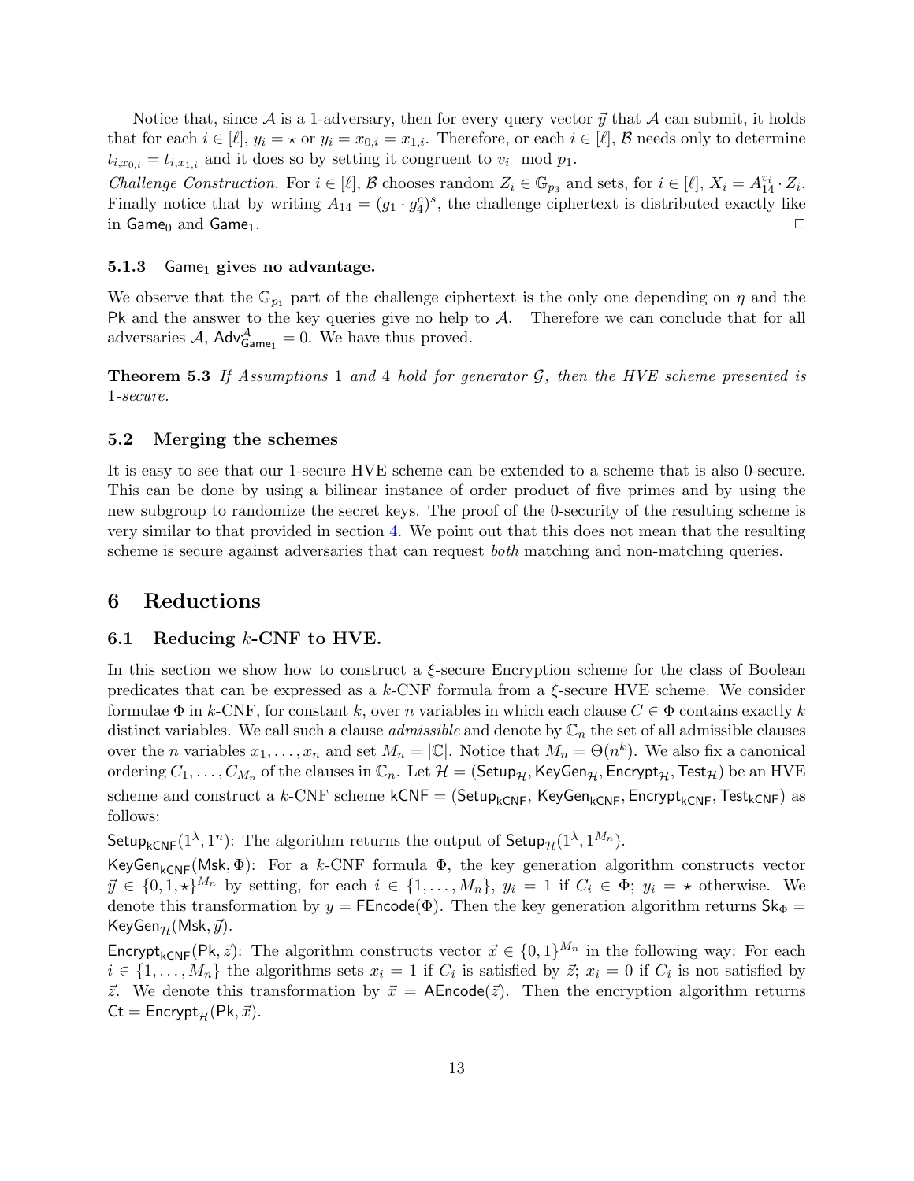Notice that, since $\mathcal{A}$ is a 1-adversary, then for every query vector $\vec{y}$ that $\mathcal{A}$ can submit, it holds that for each $i \in [\ell]$, $y_i = \star$ or $y_i = x_{0,i} = x_{1,i}$. Therefore, or each $i \in [\ell]$, $\mathcal{B}$ needs only to determine $t_{i,x_{0,i}} = t_{i,x_{1,i}}$ and it does so by setting it congruent to $v_i \mod p_1$.

*Challenge Construction.* For $i \in [\ell]$, $\mathcal{B}$ chooses random $Z_i \in \mathbb{G}_{p_3}$ and sets, for $i \in [\ell]$, $X_i = A_{14}^{v_i} \cdot Z_i$. Finally notice that by writing $A_{14} = (g_1 \cdot g_4^c)^s$, the challenge ciphertext is distributed exactly like in $\mathsf{Game}_0$ and $\mathsf{Game}_1$. □

### 5.1.3 $\mathsf{Game}_1$ gives no advantage.

We observe that the $\mathbb{G}_{p_1}$ part of the challenge ciphertext is the only one depending on $\eta$ and the $\mathsf{Pk}$ and the answer to the key queries give no help to $\mathcal{A}$. Therefore we can conclude that for all adversaries $\mathcal{A}$, $\mathsf{Adv}^{\mathcal{A}}_{\mathsf{Game}_1} = 0$. We have thus proved.

**Theorem 5.3** *If Assumptions* 1 *and* 4 *hold for generator $\mathcal{G}$, then the HVE scheme presented is* 1*-secure.*

## 5.2 Merging the schemes

It is easy to see that our 1-secure HVE scheme can be extended to a scheme that is also 0-secure. This can be done by using a bilinear instance of order product of five primes and by using the new subgroup to randomize the secret keys. The proof of the 0-security of the resulting scheme is very similar to that provided in section 4. We point out that this does not mean that the resulting scheme is secure against adversaries that can request *both* matching and non-matching queries.

# 6 Reductions

## 6.1 Reducing $k$-CNF to HVE.

In this section we show how to construct a $\xi$-secure Encryption scheme for the class of Boolean predicates that can be expressed as a $k$-CNF formula from a $\xi$-secure HVE scheme. We consider formulae $\Phi$ in $k$-CNF, for constant $k$, over $n$ variables in which each clause $C \in \Phi$ contains exactly $k$ distinct variables. We call such a clause *admissible* and denote by $\mathbb{C}_n$ the set of all admissible clauses over the $n$ variables $x_1, \ldots, x_n$ and set $M_n = |\mathbb{C}|$. Notice that $M_n = \Theta(n^k)$. We also fix a canonical ordering $C_1, \ldots, C_{M_n}$ of the clauses in $\mathbb{C}_n$. Let $\mathcal{H} = (\mathsf{Setup}_{\mathcal{H}}, \mathsf{KeyGen}_{\mathcal{H}}, \mathsf{Encrypt}_{\mathcal{H}}, \mathsf{Test}_{\mathcal{H}})$ be an HVE scheme and construct a $k$-CNF scheme $\mathsf{kCNF} = (\mathsf{Setup}_{\mathsf{kCNF}}, \mathsf{KeyGen}_{\mathsf{kCNF}}, \mathsf{Encrypt}_{\mathsf{kCNF}}, \mathsf{Test}_{\mathsf{kCNF}})$ as follows:

$\mathsf{Setup}_{\mathsf{kCNF}}(1^\lambda, 1^n)$: The algorithm returns the output of $\mathsf{Setup}_{\mathcal{H}}(1^\lambda, 1^{M_n})$.

$\mathsf{KeyGen}_{\mathsf{kCNF}}(\mathsf{Msk}, \Phi)$: For a $k$-CNF formula $\Phi$, the key generation algorithm constructs vector $\vec{y} \in \{0, 1, \star\}^{M_n}$ by setting, for each $i \in \{1, \ldots, M_n\}$, $y_i = 1$ if $C_i \in \Phi$; $y_i = \star$ otherwise. We denote this transformation by $y = \mathsf{FEncode}(\Phi)$. Then the key generation algorithm returns $\mathsf{Sk}_\Phi = \mathsf{KeyGen}_{\mathcal{H}}(\mathsf{Msk}, \vec{y})$.

$\mathsf{Encrypt}_{\mathsf{kCNF}}(\mathsf{Pk}, \vec{z})$: The algorithm constructs vector $\vec{x} \in \{0, 1\}^{M_n}$ in the following way: For each $i \in \{1, \ldots, M_n\}$ the algorithms sets $x_i = 1$ if $C_i$ is satisfied by $\vec{z}$; $x_i = 0$ if $C_i$ is not satisfied by $\vec{z}$. We denote this transformation by $\vec{x} = \mathsf{AEncode}(\vec{z})$. Then the encryption algorithm returns $\mathsf{Ct} = \mathsf{Encrypt}_{\mathcal{H}}(\mathsf{Pk}, \vec{x})$.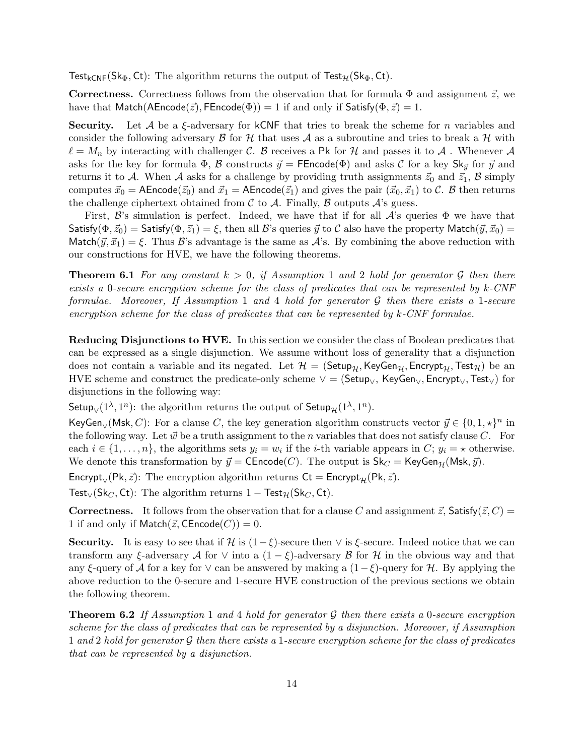$\mathsf{Test}_{\mathsf{kCNF}}(\mathsf{Sk}_\Phi, \mathsf{Ct})$: The algorithm returns the output of $\mathsf{Test}_{\mathcal{H}}(\mathsf{Sk}_\Phi, \mathsf{Ct})$.

**Correctness.** Correctness follows from the observation that for formula $\Phi$ and assignment $\vec{z}$, we have that $\mathsf{Match}(\mathsf{AEncode}(\vec{z}), \mathsf{FEncode}(\Phi)) = 1$ if and only if $\mathsf{Satisfy}(\Phi, \vec{z}) = 1$.

**Security.** Let $\mathcal{A}$ be a $\xi$-adversary for $\mathsf{kCNF}$ that tries to break the scheme for $n$ variables and consider the following adversary $\mathcal{B}$ for $\mathcal{H}$ that uses $\mathcal{A}$ as a subroutine and tries to break a $\mathcal{H}$ with $\ell = M_n$ by interacting with challenger $\mathcal{C}$. $\mathcal{B}$ receives a $\mathsf{Pk}$ for $\mathcal{H}$ and passes it to $\mathcal{A}$ . Whenever $\mathcal{A}$ asks for the key for formula $\Phi$, $\mathcal{B}$ constructs $\vec{y} = \mathsf{FEncode}(\Phi)$ and asks $\mathcal{C}$ for a key $\mathsf{Sk}_{\vec{y}}$ for $\vec{y}$ and returns it to $\mathcal{A}$. When $\mathcal{A}$ asks for a challenge by providing truth assignments $\vec{z}_0$ and $\vec{z}_1$, $\mathcal{B}$ simply computes $\vec{x}_0 = \mathsf{AEncode}(\vec{z}_0)$ and $\vec{x}_1 = \mathsf{AEncode}(\vec{z}_1)$ and gives the pair $(\vec{x}_0, \vec{x}_1)$ to $\mathcal{C}$. $\mathcal{B}$ then returns the challenge ciphertext obtained from $\mathcal{C}$ to $\mathcal{A}$. Finally, $\mathcal{B}$ outputs $\mathcal{A}$'s guess.

First, $\mathcal{B}$'s simulation is perfect. Indeed, we have that if for all $\mathcal{A}$'s queries $\Phi$ we have that $\mathsf{Satisfy}(\Phi, \vec{z}_0) = \mathsf{Satisfy}(\Phi, \vec{z}_1) = \xi$, then all $\mathcal{B}$'s queries $\vec{y}$ to $\mathcal{C}$ also have the property $\mathsf{Match}(\vec{y}, \vec{x}_0) = \mathsf{Match}(\vec{y}, \vec{x}_1) = \xi$. Thus $\mathcal{B}$'s advantage is the same as $\mathcal{A}$'s. By combining the above reduction with our constructions for HVE, we have the following theorems.

**Theorem 6.1** *For any constant $k > 0$, if Assumption 1 and 2 hold for generator $\mathcal{G}$ then there exists a 0-secure encryption scheme for the class of predicates that can be represented by $k$-CNF formulae. Moreover, If Assumption 1 and 4 hold for generator $\mathcal{G}$ then there exists a 1-secure encryption scheme for the class of predicates that can be represented by $k$-CNF formulae.*

**Reducing Disjunctions to HVE.** In this section we consider the class of Boolean predicates that can be expressed as a single disjunction. We assume without loss of generality that a disjunction does not contain a variable and its negated. Let $\mathcal{H} = (\mathsf{Setup}_{\mathcal{H}}, \mathsf{KeyGen}_{\mathcal{H}}, \mathsf{Encrypt}_{\mathcal{H}}, \mathsf{Test}_{\mathcal{H}})$ be an HVE scheme and construct the predicate-only scheme $\vee = (\mathsf{Setup}_{\vee}, \mathsf{KeyGen}_{\vee}, \mathsf{Encrypt}_{\vee}, \mathsf{Test}_{\vee})$ for disjunctions in the following way:

$\mathsf{Setup}_{\vee}(1^\lambda, 1^n)$: the algorithm returns the output of $\mathsf{Setup}_{\mathcal{H}}(1^\lambda, 1^n)$.

$\mathsf{KeyGen}_{\vee}(\mathsf{Msk}, C)$: For a clause $C$, the key generation algorithm constructs vector $\vec{y} \in \{0, 1, \star\}^n$ in the following way. Let $\vec{w}$ be a truth assignment to the $n$ variables that does not satisfy clause $C$. For each $i \in \{1, \ldots, n\}$, the algorithms sets $y_i = w_i$ if the $i$-th variable appears in $C$; $y_i = \star$ otherwise. We denote this transformation by $\vec{y} = \mathsf{CEncode}(C)$. The output is $\mathsf{Sk}_C = \mathsf{KeyGen}_{\mathcal{H}}(\mathsf{Msk}, \vec{y})$.

$\mathsf{Encrypt}_{\vee}(\mathsf{Pk}, \vec{z})$: The encryption algorithm returns $\mathsf{Ct} = \mathsf{Encrypt}_{\mathcal{H}}(\mathsf{Pk}, \vec{z})$.

$\mathsf{Test}_{\vee}(\mathsf{Sk}_C, \mathsf{Ct})$: The algorithm returns $1 - \mathsf{Test}_{\mathcal{H}}(\mathsf{Sk}_C, \mathsf{Ct})$.

**Correctness.** It follows from the observation that for a clause $C$ and assignment $\vec{z}$, $\mathsf{Satisfy}(\vec{z}, C) = 1$ if and only if $\mathsf{Match}(\vec{z}, \mathsf{CEncode}(C)) = 0$.

**Security.** It is easy to see that if $\mathcal{H}$ is $(1-\xi)$-secure then $\vee$ is $\xi$-secure. Indeed notice that we can transform any $\xi$-adversary $\mathcal{A}$ for $\vee$ into a $(1-\xi)$-adversary $\mathcal{B}$ for $\mathcal{H}$ in the obvious way and that any $\xi$-query of $\mathcal{A}$ for a key for $\vee$ can be answered by making a $(1-\xi)$-query for $\mathcal{H}$. By applying the above reduction to the 0-secure and 1-secure HVE construction of the previous sections we obtain the following theorem.

**Theorem 6.2** *If Assumption 1 and 4 hold for generator $\mathcal{G}$ then there exists a 0-secure encryption scheme for the class of predicates that can be represented by a disjunction. Moreover, if Assumption 1 and 2 hold for generator $\mathcal{G}$ then there exists a 1-secure encryption scheme for the class of predicates that can be represented by a disjunction.*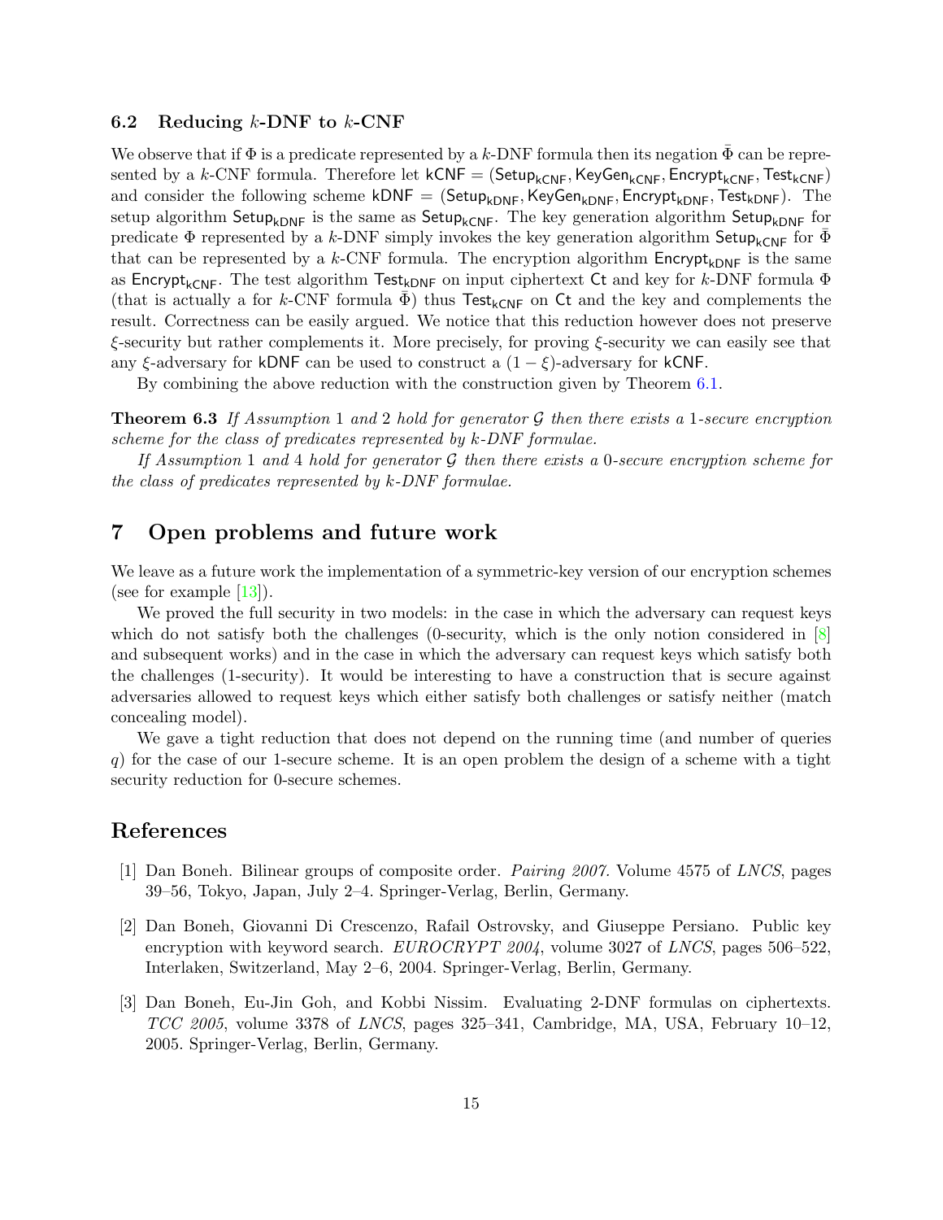### 6.2 Reducing $k$-DNF to $k$-CNF

We observe that if $\Phi$ is a predicate represented by a $k$-DNF formula then its negation $\bar{\Phi}$ can be represented by a $k$-CNF formula. Therefore let $\mathsf{kCNF} = (\mathsf{Setup}_{\mathsf{kCNF}}, \mathsf{KeyGen}_{\mathsf{kCNF}}, \mathsf{Encrypt}_{\mathsf{kCNF}}, \mathsf{Test}_{\mathsf{kCNF}})$ and consider the following scheme $\mathsf{kDNF} = (\mathsf{Setup}_{\mathsf{kDNF}}, \mathsf{KeyGen}_{\mathsf{kDNF}}, \mathsf{Encrypt}_{\mathsf{kDNF}}, \mathsf{Test}_{\mathsf{kDNF}})$. The setup algorithm $\mathsf{Setup}_{\mathsf{kDNF}}$ is the same as $\mathsf{Setup}_{\mathsf{kCNF}}$. The key generation algorithm $\mathsf{Setup}_{\mathsf{kDNF}}$ for predicate $\Phi$ represented by a $k$-DNF simply invokes the key generation algorithm $\mathsf{Setup}_{\mathsf{kCNF}}$ for $\bar{\Phi}$ that can be represented by a $k$-CNF formula. The encryption algorithm $\mathsf{Encrypt}_{\mathsf{kDNF}}$ is the same as $\mathsf{Encrypt}_{\mathsf{kCNF}}$. The test algorithm $\mathsf{Test}_{\mathsf{kDNF}}$ on input ciphertext $\mathsf{Ct}$ and key for $k$-DNF formula $\Phi$ (that is actually a for $k$-CNF formula $\bar{\Phi}$) thus $\mathsf{Test}_{\mathsf{kCNF}}$ on $\mathsf{Ct}$ and the key and complements the result. Correctness can be easily argued. We notice that this reduction however does not preserve $\xi$-security but rather complements it. More precisely, for proving $\xi$-security we can easily see that any $\xi$-adversary for $\mathsf{kDNF}$ can be used to construct a $(1-\xi)$-adversary for $\mathsf{kCNF}$.

By combining the above reduction with the construction given by Theorem 6.1.

**Theorem 6.3** *If Assumption* 1 *and* 2 *hold for generator $\mathcal{G}$ then there exists a* 1*-secure encryption scheme for the class of predicates represented by $k$-DNF formulae.*

*If Assumption* 1 *and* 4 *hold for generator $\mathcal{G}$ then there exists a* 0*-secure encryption scheme for the class of predicates represented by $k$-DNF formulae.*

## 7 Open problems and future work

We leave as a future work the implementation of a symmetric-key version of our encryption schemes (see for example [13]).

We proved the full security in two models: in the case in which the adversary can request keys which do not satisfy both the challenges (0-security, which is the only notion considered in [8] and subsequent works) and in the case in which the adversary can request keys which satisfy both the challenges (1-security). It would be interesting to have a construction that is secure against adversaries allowed to request keys which either satisfy both challenges or satisfy neither (match concealing model).

We gave a tight reduction that does not depend on the running time (and number of queries $q$) for the case of our 1-secure scheme. It is an open problem the design of a scheme with a tight security reduction for 0-secure schemes.

## References

[1] Dan Boneh. Bilinear groups of composite order. *Pairing 2007*. Volume 4575 of *LNCS*, pages 39–56, Tokyo, Japan, July 2–4. Springer-Verlag, Berlin, Germany.

[2] Dan Boneh, Giovanni Di Crescenzo, Rafail Ostrovsky, and Giuseppe Persiano. Public key encryption with keyword search. *EUROCRYPT 2004*, volume 3027 of *LNCS*, pages 506–522, Interlaken, Switzerland, May 2–6, 2004. Springer-Verlag, Berlin, Germany.

[3] Dan Boneh, Eu-Jin Goh, and Kobbi Nissim. Evaluating 2-DNF formulas on ciphertexts. *TCC 2005*, volume 3378 of *LNCS*, pages 325–341, Cambridge, MA, USA, February 10–12, 2005. Springer-Verlag, Berlin, Germany.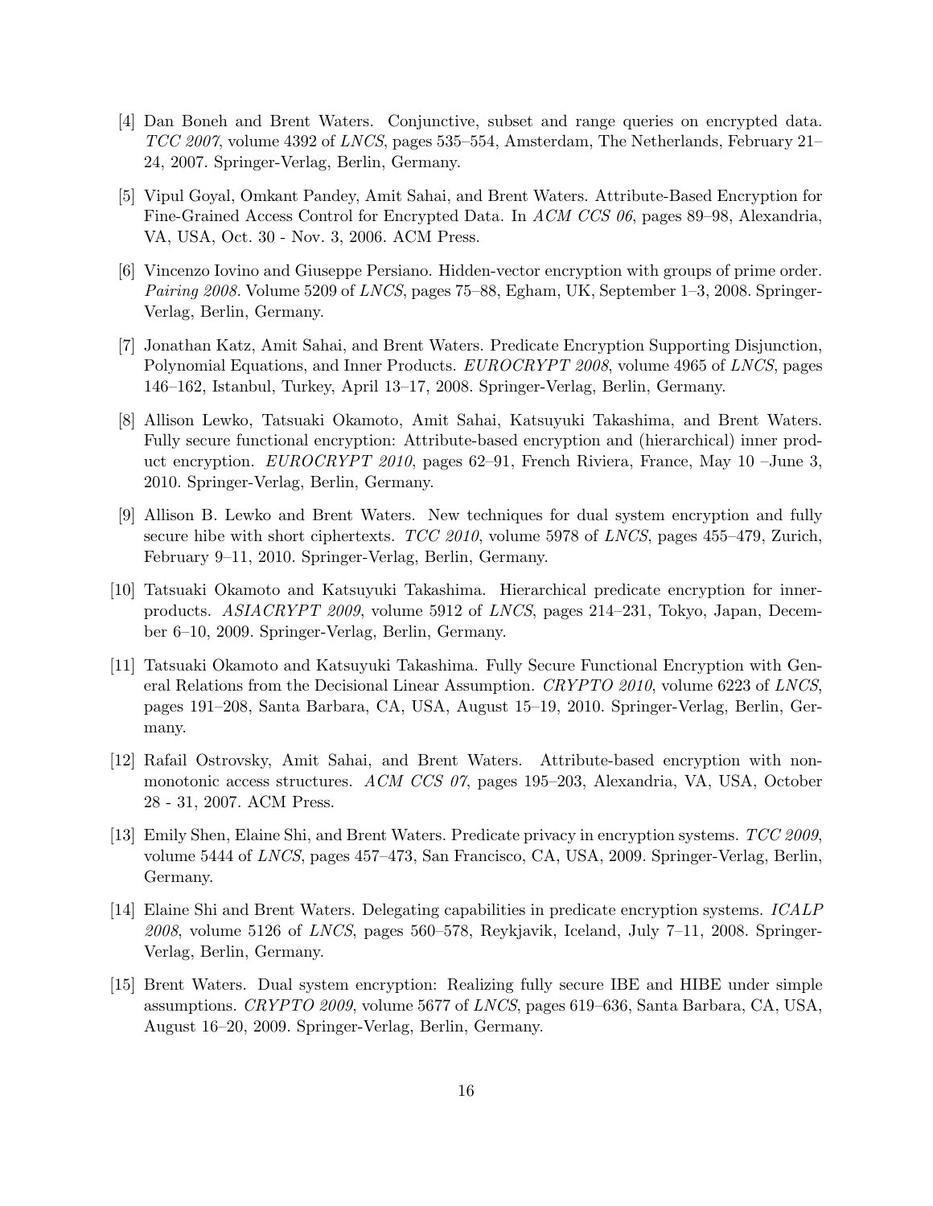[4] Dan Boneh and Brent Waters. Conjunctive, subset and range queries on encrypted data. *TCC 2007*, volume 4392 of *LNCS*, pages 535–554, Amsterdam, The Netherlands, February 21–24, 2007. Springer-Verlag, Berlin, Germany.

[5] Vipul Goyal, Omkant Pandey, Amit Sahai, and Brent Waters. Attribute-Based Encryption for Fine-Grained Access Control for Encrypted Data. In *ACM CCS 06*, pages 89–98, Alexandria, VA, USA, Oct. 30 - Nov. 3, 2006. ACM Press.

[6] Vincenzo Iovino and Giuseppe Persiano. Hidden-vector encryption with groups of prime order. *Pairing 2008*. Volume 5209 of *LNCS*, pages 75–88, Egham, UK, September 1–3, 2008. Springer-Verlag, Berlin, Germany.

[7] Jonathan Katz, Amit Sahai, and Brent Waters. Predicate Encryption Supporting Disjunction, Polynomial Equations, and Inner Products. *EUROCRYPT 2008*, volume 4965 of *LNCS*, pages 146–162, Istanbul, Turkey, April 13–17, 2008. Springer-Verlag, Berlin, Germany.

[8] Allison Lewko, Tatsuaki Okamoto, Amit Sahai, Katsuyuki Takashima, and Brent Waters. Fully secure functional encryption: Attribute-based encryption and (hierarchical) inner product encryption. *EUROCRYPT 2010*, pages 62–91, French Riviera, France, May 10 –June 3, 2010. Springer-Verlag, Berlin, Germany.

[9] Allison B. Lewko and Brent Waters. New techniques for dual system encryption and fully secure hibe with short ciphertexts. *TCC 2010*, volume 5978 of *LNCS*, pages 455–479, Zurich, February 9–11, 2010. Springer-Verlag, Berlin, Germany.

[10] Tatsuaki Okamoto and Katsuyuki Takashima. Hierarchical predicate encryption for inner-products. *ASIACRYPT 2009*, volume 5912 of *LNCS*, pages 214–231, Tokyo, Japan, December 6–10, 2009. Springer-Verlag, Berlin, Germany.

[11] Tatsuaki Okamoto and Katsuyuki Takashima. Fully Secure Functional Encryption with General Relations from the Decisional Linear Assumption. *CRYPTO 2010*, volume 6223 of *LNCS*, pages 191–208, Santa Barbara, CA, USA, August 15–19, 2010. Springer-Verlag, Berlin, Germany.

[12] Rafail Ostrovsky, Amit Sahai, and Brent Waters. Attribute-based encryption with non-monotonic access structures. *ACM CCS 07*, pages 195–203, Alexandria, VA, USA, October 28 - 31, 2007. ACM Press.

[13] Emily Shen, Elaine Shi, and Brent Waters. Predicate privacy in encryption systems. *TCC 2009*, volume 5444 of *LNCS*, pages 457–473, San Francisco, CA, USA, 2009. Springer-Verlag, Berlin, Germany.

[14] Elaine Shi and Brent Waters. Delegating capabilities in predicate encryption systems. *ICALP 2008*, volume 5126 of *LNCS*, pages 560–578, Reykjavik, Iceland, July 7–11, 2008. Springer-Verlag, Berlin, Germany.

[15] Brent Waters. Dual system encryption: Realizing fully secure IBE and HIBE under simple assumptions. *CRYPTO 2009*, volume 5677 of *LNCS*, pages 619–636, Santa Barbara, CA, USA, August 16–20, 2009. Springer-Verlag, Berlin, Germany.